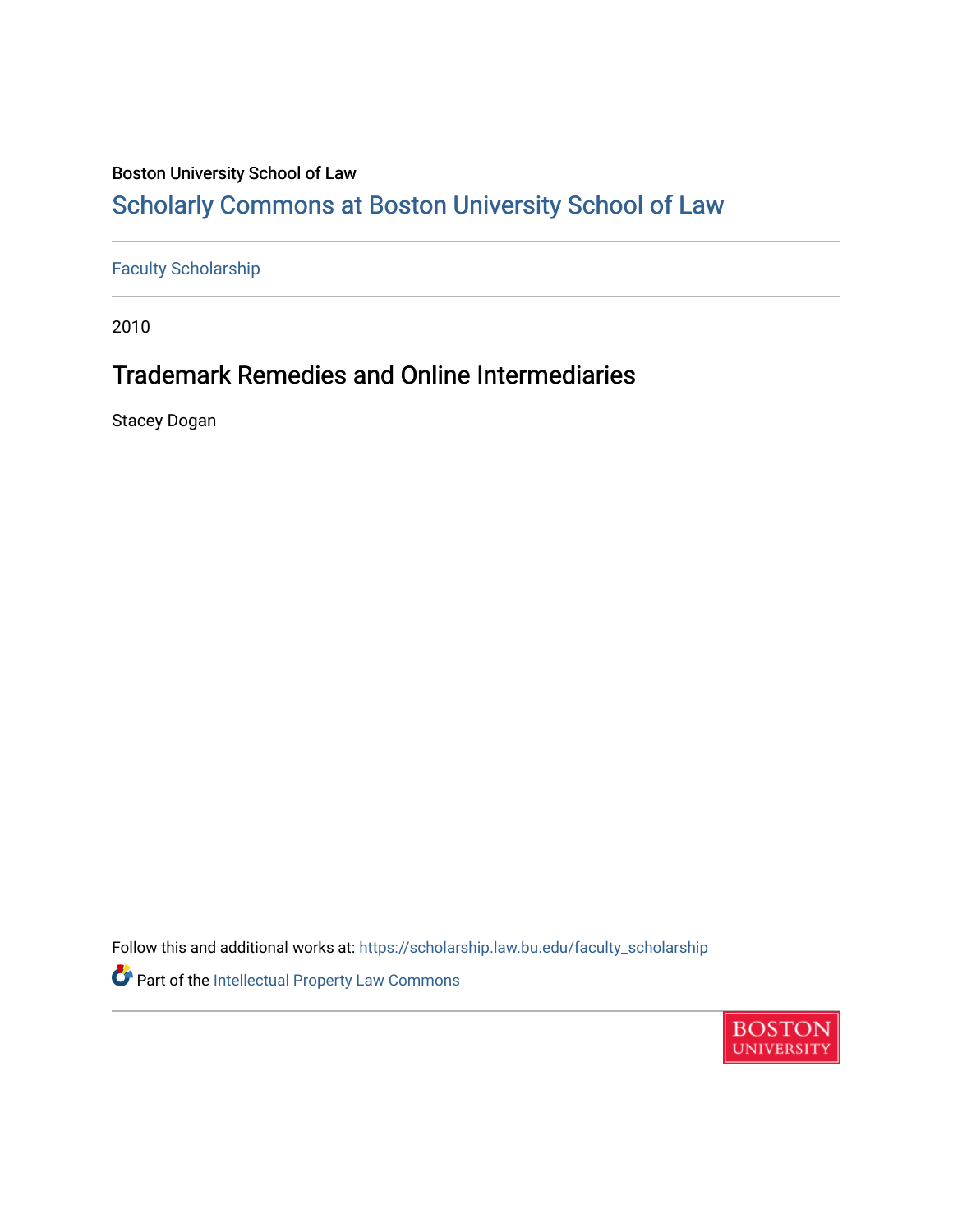Boston University School of Law

# Scholarly Commons at Boston University School of Law

Faculty Scholarship

2010

## Trademark Remedies and Online Intermediaries

Stacey Dogan

Follow this and additional works at: https://scholarship.law.bu.edu/faculty_scholarship

Part of the Intellectual Property Law Commons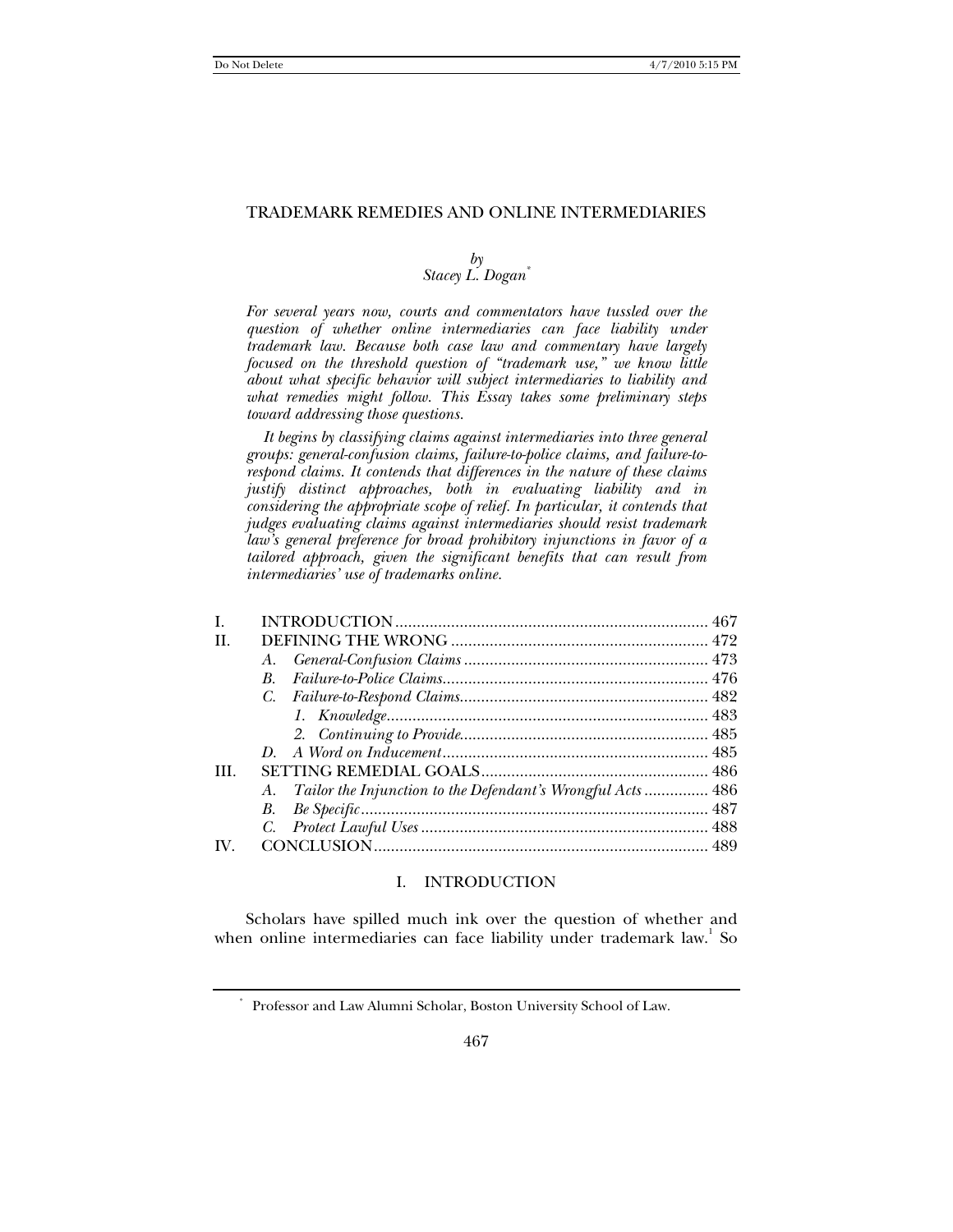# TRADEMARK REMEDIES AND ONLINE INTERMEDIARIES

*by*
*Stacey L. Dogan*[*]

*For several years now, courts and commentators have tussled over the question of whether online intermediaries can face liability under trademark law. Because both case law and commentary have largely focused on the threshold question of "trademark use," we know little about what specific behavior will subject intermediaries to liability and what remedies might follow. This Essay takes some preliminary steps toward addressing those questions.*

*It begins by classifying claims against intermediaries into three general groups: general-confusion claims, failure-to-police claims, and failure-to-respond claims. It contends that differences in the nature of these claims justify distinct approaches, both in evaluating liability and in considering the appropriate scope of relief. In particular, it contends that judges evaluating claims against intermediaries should resist trademark law's general preference for broad prohibitory injunctions in favor of a tailored approach, given the significant benefits that can result from intermediaries' use of trademarks online.*

| | | |
|---|---|---|
| I. | INTRODUCTION | 467 |
| II. | DEFINING THE WRONG | 472 |
| | *A. General-Confusion Claims* | 473 |
| | *B. Failure-to-Police Claims* | 476 |
| | *C. Failure-to-Respond Claims* | 482 |
| | *1. Knowledge* | 483 |
| | *2. Continuing to Provide* | 485 |
| | *D. A Word on Inducement* | 485 |
| III. | SETTING REMEDIAL GOALS | 486 |
| | *A. Tailor the Injunction to the Defendant's Wrongful Acts* | 486 |
| | *B. Be Specific* | 487 |
| | *C. Protect Lawful Uses* | 488 |
| IV. | CONCLUSION | 489 |

## I. INTRODUCTION

Scholars have spilled much ink over the question of whether and when online intermediaries can face liability under trademark law.[1] So

[*] Professor and Law Alumni Scholar, Boston University School of Law.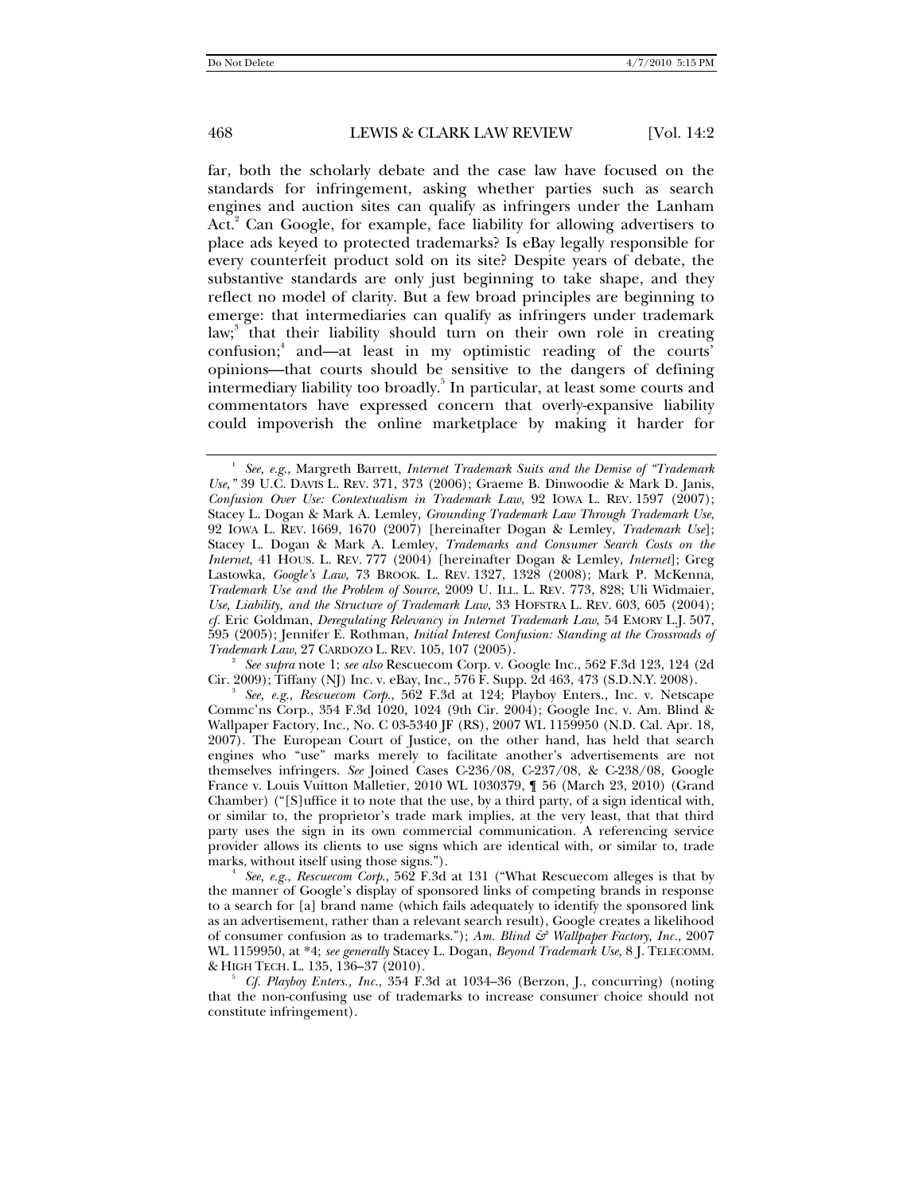far, both the scholarly debate and the case law have focused on the standards for infringement, asking whether parties such as search engines and auction sites can qualify as infringers under the Lanham Act.[2] Can Google, for example, face liability for allowing advertisers to place ads keyed to protected trademarks? Is eBay legally responsible for every counterfeit product sold on its site? Despite years of debate, the substantive standards are only just beginning to take shape, and they reflect no model of clarity. But a few broad principles are beginning to emerge: that intermediaries can qualify as infringers under trademark law;[3] that their liability should turn on their own role in creating confusion;[4] and—at least in my optimistic reading of the courts' opinions—that courts should be sensitive to the dangers of defining intermediary liability too broadly.[5] In particular, at least some courts and commentators have expressed concern that overly-expansive liability could impoverish the online marketplace by making it harder for

---

[1] *See, e.g.*, Margreth Barrett, *Internet Trademark Suits and the Demise of "Trademark Use*,*"* 39 U.C. DAVIS L. REV. 371, 373 (2006); Graeme B. Dinwoodie & Mark D. Janis, *Confusion Over Use: Contextualism in Trademark Law*, 92 IOWA L. REV. 1597 (2007); Stacey L. Dogan & Mark A. Lemley, *Grounding Trademark Law Through Trademark Use*, 92 IOWA L. REV. 1669, 1670 (2007) [hereinafter Dogan & Lemley, *Trademark Use*]; Stacey L. Dogan & Mark A. Lemley, *Trademarks and Consumer Search Costs on the Internet*, 41 HOUS. L. REV. 777 (2004) [hereinafter Dogan & Lemley, *Internet*]; Greg Lastowka, *Google's Law*, 73 BROOK. L. REV. 1327, 1328 (2008); Mark P. McKenna, *Trademark Use and the Problem of Source*, 2009 U. ILL. L. REV. 773, 828; Uli Widmaier, *Use, Liability, and the Structure of Trademark Law*, 33 HOFSTRA L. REV. 603, 605 (2004); *cf.* Eric Goldman, *Deregulating Relevancy in Internet Trademark Law*, 54 EMORY L.J. 507, 595 (2005); Jennifer E. Rothman, *Initial Interest Confusion: Standing at the Crossroads of Trademark Law*, 27 CARDOZO L. REV. 105, 107 (2005).

[2] *See supra* note 1; *see also* Rescuecom Corp. v. Google Inc., 562 F.3d 123, 124 (2d Cir. 2009); Tiffany (NJ) Inc. v. eBay, Inc., 576 F. Supp. 2d 463, 473 (S.D.N.Y. 2008).

[3] *See, e.g.*, *Rescuecom Corp.*, 562 F.3d at 124; Playboy Enters., Inc. v. Netscape Commc'ns Corp., 354 F.3d 1020, 1024 (9th Cir. 2004); Google Inc. v. Am. Blind & Wallpaper Factory, Inc., No. C 03-5340 JF (RS), 2007 WL 1159950 (N.D. Cal. Apr. 18, 2007). The European Court of Justice, on the other hand, has held that search engines who "use" marks merely to facilitate another's advertisements are not themselves infringers. *See* Joined Cases C-236/08, C-237/08, & C-238/08, Google France v. Louis Vuitton Malletier, 2010 WL 1030379, ¶ 56 (March 23, 2010) (Grand Chamber) ("[S]uffice it to note that the use, by a third party, of a sign identical with, or similar to, the proprietor's trade mark implies, at the very least, that that third party uses the sign in its own commercial communication. A referencing service provider allows its clients to use signs which are identical with, or similar to, trade marks, without itself using those signs.").

[4] *See, e.g.*, *Rescuecom Corp.*, 562 F.3d at 131 ("What Rescuecom alleges is that by the manner of Google's display of sponsored links of competing brands in response to a search for [a] brand name (which fails adequately to identify the sponsored link as an advertisement, rather than a relevant search result), Google creates a likelihood of consumer confusion as to trademarks."); *Am. Blind & Wallpaper Factory, Inc.*, 2007 WL 1159950, at *4; *see generally* Stacey L. Dogan, *Beyond Trademark Use*, 8 J. TELECOMM. & HIGH TECH. L. 135, 136–37 (2010).

[5] *Cf. Playboy Enters., Inc.*, 354 F.3d at 1034–36 (Berzon, J., concurring) (noting that the non-confusing use of trademarks to increase consumer choice should not constitute infringement).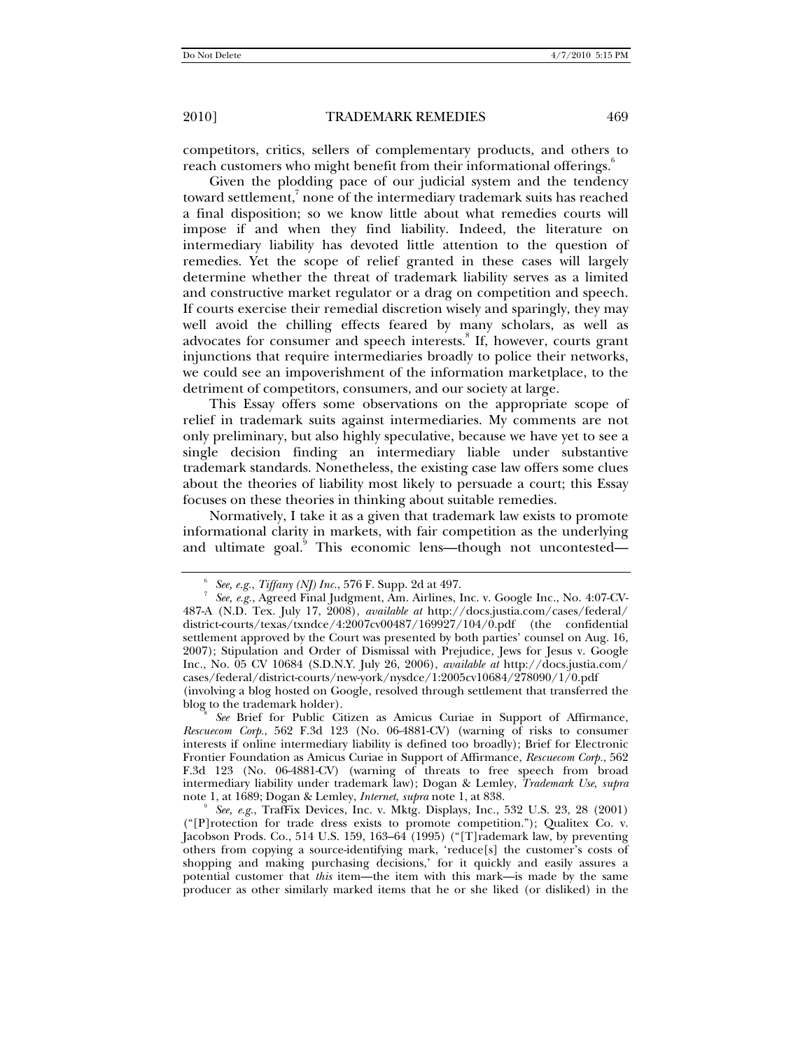competitors, critics, sellers of complementary products, and others to reach customers who might benefit from their informational offerings.[6]

Given the plodding pace of our judicial system and the tendency toward settlement,[7] none of the intermediary trademark suits has reached a final disposition; so we know little about what remedies courts will impose if and when they find liability. Indeed, the literature on intermediary liability has devoted little attention to the question of remedies. Yet the scope of relief granted in these cases will largely determine whether the threat of trademark liability serves as a limited and constructive market regulator or a drag on competition and speech. If courts exercise their remedial discretion wisely and sparingly, they may well avoid the chilling effects feared by many scholars, as well as advocates for consumer and speech interests.[8] If, however, courts grant injunctions that require intermediaries broadly to police their networks, we could see an impoverishment of the information marketplace, to the detriment of competitors, consumers, and our society at large.

This Essay offers some observations on the appropriate scope of relief in trademark suits against intermediaries. My comments are not only preliminary, but also highly speculative, because we have yet to see a single decision finding an intermediary liable under substantive trademark standards. Nonetheless, the existing case law offers some clues about the theories of liability most likely to persuade a court; this Essay focuses on these theories in thinking about suitable remedies.

Normatively, I take it as a given that trademark law exists to promote informational clarity in markets, with fair competition as the underlying and ultimate goal.[9] This economic lens—though not uncontested—

---

[6] *See, e.g.*, *Tiffany (NJ) Inc.*, 576 F. Supp. 2d at 497.

[7] *See, e.g.*, Agreed Final Judgment, Am. Airlines, Inc. v. Google Inc., No. 4:07-CV-487-A (N.D. Tex. July 17, 2008), *available at* http://docs.justia.com/cases/federal/district-courts/texas/txndce/4:2007cv00487/169927/104/0.pdf (the confidential settlement approved by the Court was presented by both parties' counsel on Aug. 16, 2007); Stipulation and Order of Dismissal with Prejudice, Jews for Jesus v. Google Inc., No. 05 CV 10684 (S.D.N.Y. July 26, 2006), *available at* http://docs.justia.com/cases/federal/district-courts/new-york/nysdce/1:2005cv10684/278090/1/0.pdf (involving a blog hosted on Google, resolved through settlement that transferred the blog to the trademark holder).

[8] *See* Brief for Public Citizen as Amicus Curiae in Support of Affirmance, *Rescuecom Corp.*, 562 F.3d 123 (No. 06-4881-CV) (warning of risks to consumer interests if online intermediary liability is defined too broadly); Brief for Electronic Frontier Foundation as Amicus Curiae in Support of Affirmance, *Rescuecom Corp.*, 562 F.3d 123 (No. 06-4881-CV) (warning of threats to free speech from broad intermediary liability under trademark law); Dogan & Lemley, *Trademark Use*, *supra* note 1, at 1689; Dogan & Lemley, *Internet*, *supra* note 1, at 838.

[9] *See, e.g.*, TrafFix Devices, Inc. v. Mktg. Displays, Inc., 532 U.S. 23, 28 (2001) ("[P]rotection for trade dress exists to promote competition."); Qualitex Co. v. Jacobson Prods. Co., 514 U.S. 159, 163–64 (1995) ("[T]rademark law, by preventing others from copying a source-identifying mark, 'reduce[s] the customer's costs of shopping and making purchasing decisions,' for it quickly and easily assures a potential customer that *this* item—the item with this mark—is made by the same producer as other similarly marked items that he or she liked (or disliked) in the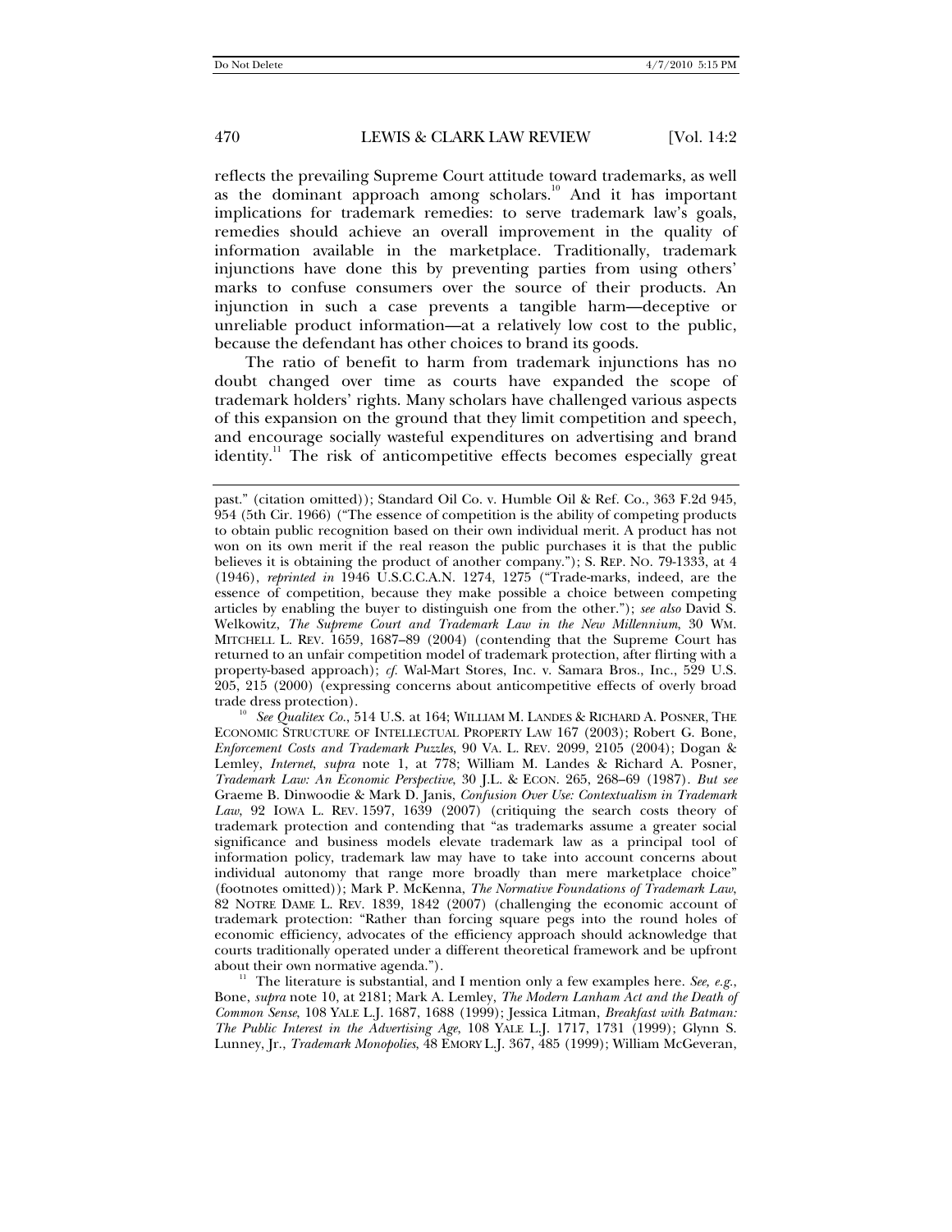reflects the prevailing Supreme Court attitude toward trademarks, as well as the dominant approach among scholars.[10] And it has important implications for trademark remedies: to serve trademark law's goals, remedies should achieve an overall improvement in the quality of information available in the marketplace. Traditionally, trademark injunctions have done this by preventing parties from using others' marks to confuse consumers over the source of their products. An injunction in such a case prevents a tangible harm—deceptive or unreliable product information—at a relatively low cost to the public, because the defendant has other choices to brand its goods.

The ratio of benefit to harm from trademark injunctions has no doubt changed over time as courts have expanded the scope of trademark holders' rights. Many scholars have challenged various aspects of this expansion on the ground that they limit competition and speech, and encourage socially wasteful expenditures on advertising and brand identity.[11] The risk of anticompetitive effects becomes especially great

---

past." (citation omitted)); Standard Oil Co. v. Humble Oil & Ref. Co., 363 F.2d 945, 954 (5th Cir. 1966) ("The essence of competition is the ability of competing products to obtain public recognition based on their own individual merit. A product has not won on its own merit if the real reason the public purchases it is that the public believes it is obtaining the product of another company."); S. REP. NO. 79-1333, at 4 (1946), *reprinted in* 1946 U.S.C.C.A.N. 1274, 1275 ("Trade-marks, indeed, are the essence of competition, because they make possible a choice between competing articles by enabling the buyer to distinguish one from the other."); *see also* David S. Welkowitz, *The Supreme Court and Trademark Law in the New Millennium*, 30 WM. MITCHELL L. REV. 1659, 1687–89 (2004) (contending that the Supreme Court has returned to an unfair competition model of trademark protection, after flirting with a property-based approach); *cf.* Wal-Mart Stores, Inc. v. Samara Bros., Inc., 529 U.S. 205, 215 (2000) (expressing concerns about anticompetitive effects of overly broad trade dress protection).

[10] *See Qualitex Co.*, 514 U.S. at 164; WILLIAM M. LANDES & RICHARD A. POSNER, THE ECONOMIC STRUCTURE OF INTELLECTUAL PROPERTY LAW 167 (2003); Robert G. Bone, *Enforcement Costs and Trademark Puzzles*, 90 VA. L. REV. 2099, 2105 (2004); Dogan & Lemley, *Internet*, *supra* note 1, at 778; William M. Landes & Richard A. Posner, *Trademark Law: An Economic Perspective*, 30 J.L. & ECON. 265, 268–69 (1987). *But see* Graeme B. Dinwoodie & Mark D. Janis, *Confusion Over Use: Contextualism in Trademark Law*, 92 IOWA L. REV. 1597, 1639 (2007) (critiquing the search costs theory of trademark protection and contending that "as trademarks assume a greater social significance and business models elevate trademark law as a principal tool of information policy, trademark law may have to take into account concerns about individual autonomy that range more broadly than mere marketplace choice" (footnotes omitted)); Mark P. McKenna, *The Normative Foundations of Trademark Law*, 82 NOTRE DAME L. REV. 1839, 1842 (2007) (challenging the economic account of trademark protection: "Rather than forcing square pegs into the round holes of economic efficiency, advocates of the efficiency approach should acknowledge that courts traditionally operated under a different theoretical framework and be upfront about their own normative agenda.").

[11] The literature is substantial, and I mention only a few examples here. *See, e.g.*, Bone, *supra* note 10, at 2181; Mark A. Lemley, *The Modern Lanham Act and the Death of Common Sense*, 108 YALE L.J. 1687, 1688 (1999); Jessica Litman, *Breakfast with Batman: The Public Interest in the Advertising Age*, 108 YALE L.J. 1717, 1731 (1999); Glynn S. Lunney, Jr., *Trademark Monopolies*, 48 EMORY L.J. 367, 485 (1999); William McGeveran,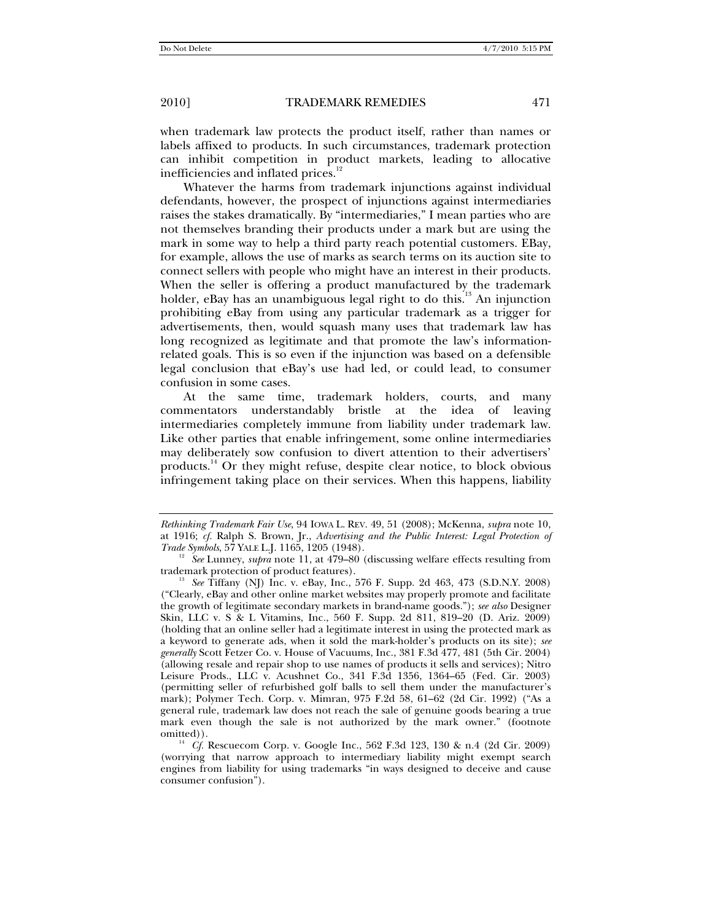when trademark law protects the product itself, rather than names or labels affixed to products. In such circumstances, trademark protection can inhibit competition in product markets, leading to allocative inefficiencies and inflated prices.[12]

Whatever the harms from trademark injunctions against individual defendants, however, the prospect of injunctions against intermediaries raises the stakes dramatically. By "intermediaries," I mean parties who are not themselves branding their products under a mark but are using the mark in some way to help a third party reach potential customers. EBay, for example, allows the use of marks as search terms on its auction site to connect sellers with people who might have an interest in their products. When the seller is offering a product manufactured by the trademark holder, eBay has an unambiguous legal right to do this.[13] An injunction prohibiting eBay from using any particular trademark as a trigger for advertisements, then, would squash many uses that trademark law has long recognized as legitimate and that promote the law's information-related goals. This is so even if the injunction was based on a defensible legal conclusion that eBay's use had led, or could lead, to consumer confusion in some cases.

At the same time, trademark holders, courts, and many commentators understandably bristle at the idea of leaving intermediaries completely immune from liability under trademark law. Like other parties that enable infringement, some online intermediaries may deliberately sow confusion to divert attention to their advertisers' products.[14] Or they might refuse, despite clear notice, to block obvious infringement taking place on their services. When this happens, liability

---

*Rethinking Trademark Fair Use*, 94 IOWA L. REV. 49, 51 (2008); McKenna, *supra* note 10, at 1916; *cf.* Ralph S. Brown, Jr., *Advertising and the Public Interest: Legal Protection of Trade Symbols*, 57 YALE L.J. 1165, 1205 (1948).

[12] *See* Lunney, *supra* note 11, at 479–80 (discussing welfare effects resulting from trademark protection of product features).

[13] *See* Tiffany (NJ) Inc. v. eBay, Inc., 576 F. Supp. 2d 463, 473 (S.D.N.Y. 2008) ("Clearly, eBay and other online market websites may properly promote and facilitate the growth of legitimate secondary markets in brand-name goods."); *see also* Designer Skin, LLC v. S & L Vitamins, Inc., 560 F. Supp. 2d 811, 819–20 (D. Ariz. 2009) (holding that an online seller had a legitimate interest in using the protected mark as a keyword to generate ads, when it sold the mark-holder's products on its site); *see generally* Scott Fetzer Co. v. House of Vacuums, Inc., 381 F.3d 477, 481 (5th Cir. 2004) (allowing resale and repair shop to use names of products it sells and services); Nitro Leisure Prods., LLC v. Acushnet Co., 341 F.3d 1356, 1364–65 (Fed. Cir. 2003) (permitting seller of refurbished golf balls to sell them under the manufacturer's mark); Polymer Tech. Corp. v. Mimran, 975 F.2d 58, 61–62 (2d Cir. 1992) ("As a general rule, trademark law does not reach the sale of genuine goods bearing a true mark even though the sale is not authorized by the mark owner." (footnote omitted)).

[14] *Cf.* Rescuecom Corp. v. Google Inc., 562 F.3d 123, 130 & n.4 (2d Cir. 2009) (worrying that narrow approach to intermediary liability might exempt search engines from liability for using trademarks "in ways designed to deceive and cause consumer confusion").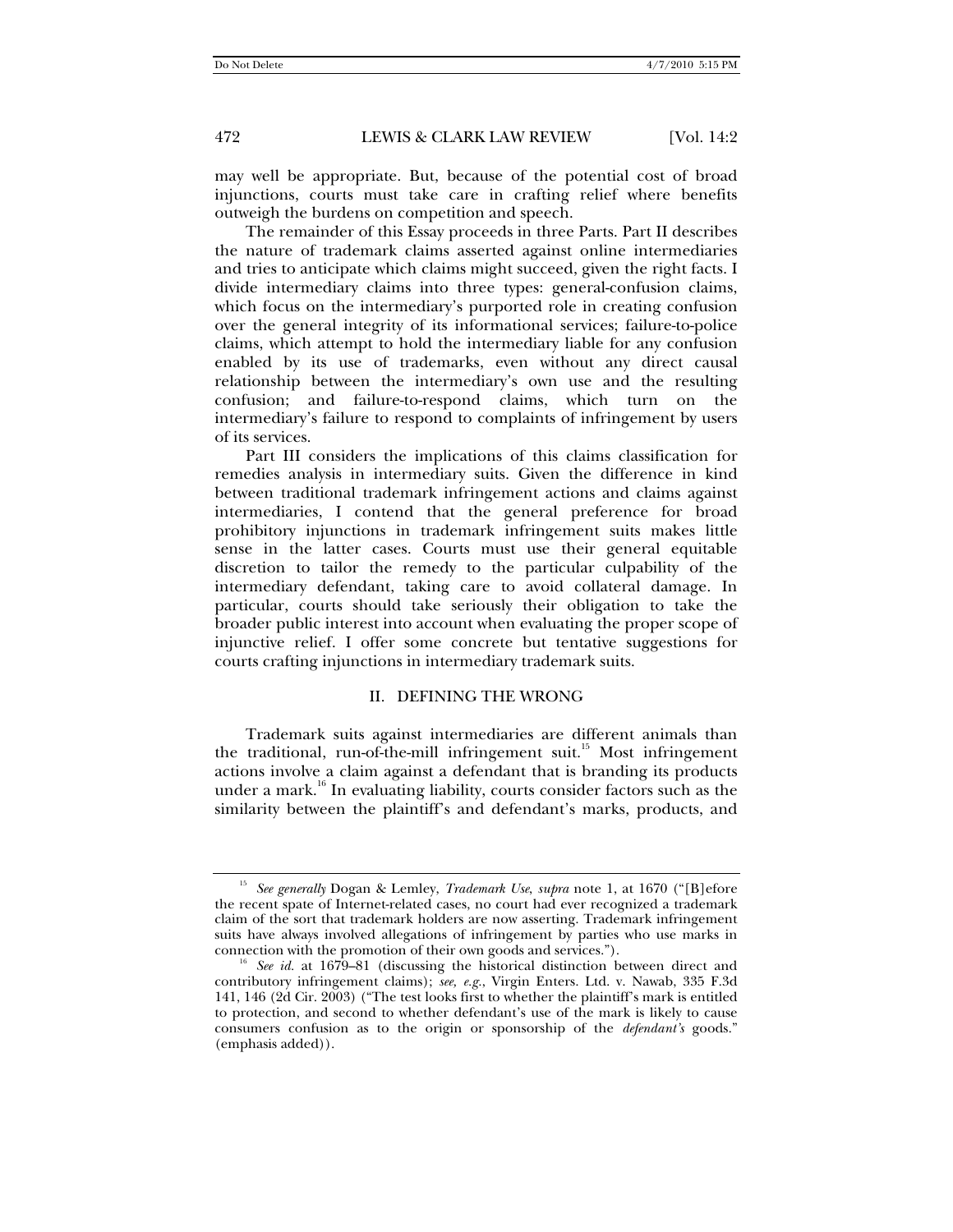may well be appropriate. But, because of the potential cost of broad injunctions, courts must take care in crafting relief where benefits outweigh the burdens on competition and speech.

The remainder of this Essay proceeds in three Parts. Part II describes the nature of trademark claims asserted against online intermediaries and tries to anticipate which claims might succeed, given the right facts. I divide intermediary claims into three types: general-confusion claims, which focus on the intermediary's purported role in creating confusion over the general integrity of its informational services; failure-to-police claims, which attempt to hold the intermediary liable for any confusion enabled by its use of trademarks, even without any direct causal relationship between the intermediary's own use and the resulting confusion; and failure-to-respond claims, which turn on the intermediary's failure to respond to complaints of infringement by users of its services.

Part III considers the implications of this claims classification for remedies analysis in intermediary suits. Given the difference in kind between traditional trademark infringement actions and claims against intermediaries, I contend that the general preference for broad prohibitory injunctions in trademark infringement suits makes little sense in the latter cases. Courts must use their general equitable discretion to tailor the remedy to the particular culpability of the intermediary defendant, taking care to avoid collateral damage. In particular, courts should take seriously their obligation to take the broader public interest into account when evaluating the proper scope of injunctive relief. I offer some concrete but tentative suggestions for courts crafting injunctions in intermediary trademark suits.

## II. DEFINING THE WRONG

Trademark suits against intermediaries are different animals than the traditional, run-of-the-mill infringement suit.[15] Most infringement actions involve a claim against a defendant that is branding its products under a mark.[16] In evaluating liability, courts consider factors such as the similarity between the plaintiff's and defendant's marks, products, and

---

[15] *See generally* Dogan & Lemley, *Trademark Use*, *supra* note 1, at 1670 ("[B]efore the recent spate of Internet-related cases, no court had ever recognized a trademark claim of the sort that trademark holders are now asserting. Trademark infringement suits have always involved allegations of infringement by parties who use marks in connection with the promotion of their own goods and services.").

[16] *See id.* at 1679–81 (discussing the historical distinction between direct and contributory infringement claims); *see, e.g.*, Virgin Enters. Ltd. v. Nawab, 335 F.3d 141, 146 (2d Cir. 2003) ("The test looks first to whether the plaintiff's mark is entitled to protection, and second to whether defendant's use of the mark is likely to cause consumers confusion as to the origin or sponsorship of the *defendant's* goods." (emphasis added)).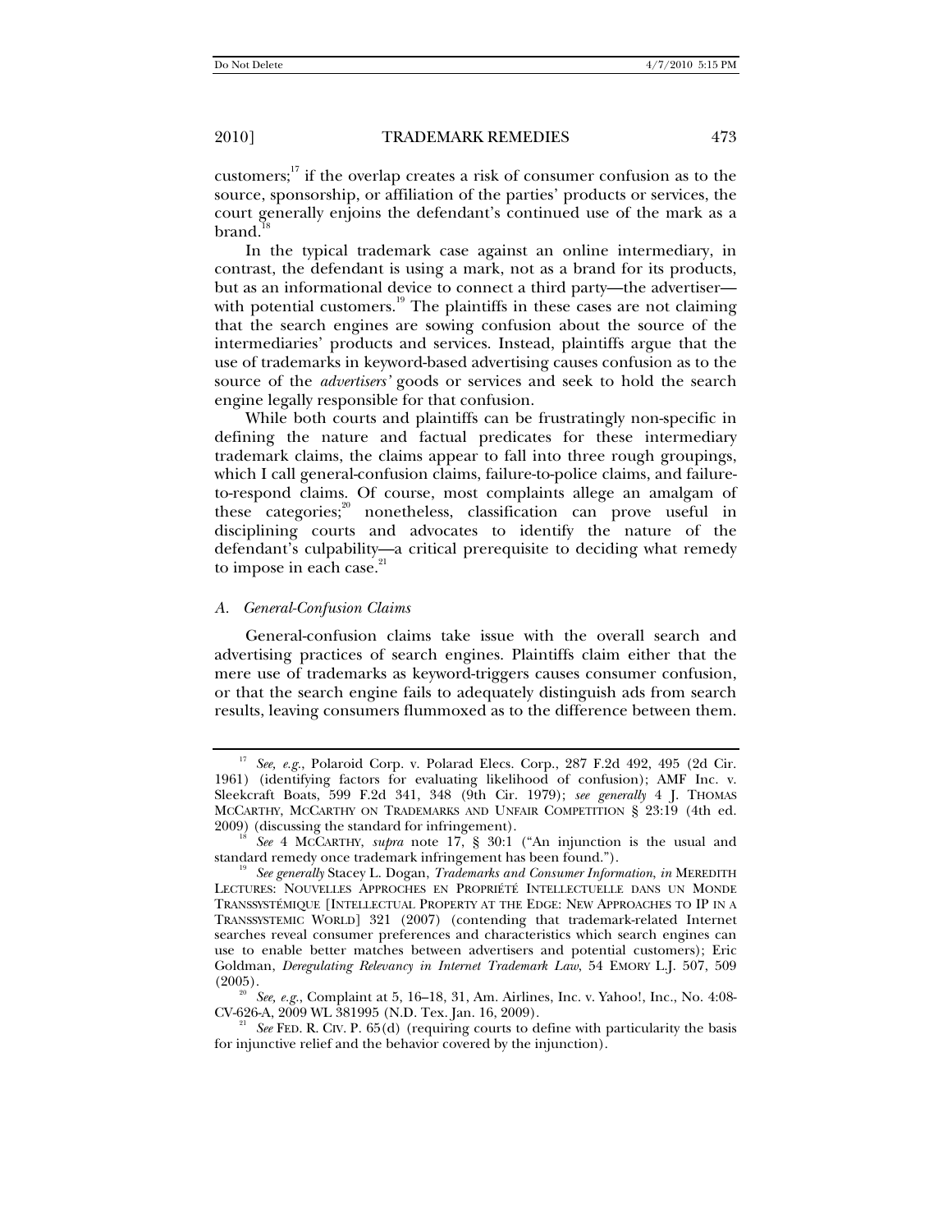customers;[17] if the overlap creates a risk of consumer confusion as to the source, sponsorship, or affiliation of the parties' products or services, the court generally enjoins the defendant's continued use of the mark as a brand.[18]

In the typical trademark case against an online intermediary, in contrast, the defendant is using a mark, not as a brand for its products, but as an informational device to connect a third party—the advertiser—with potential customers.[19] The plaintiffs in these cases are not claiming that the search engines are sowing confusion about the source of the intermediaries' products and services. Instead, plaintiffs argue that the use of trademarks in keyword-based advertising causes confusion as to the source of the *advertisers'* goods or services and seek to hold the search engine legally responsible for that confusion.

While both courts and plaintiffs can be frustratingly non-specific in defining the nature and factual predicates for these intermediary trademark claims, the claims appear to fall into three rough groupings, which I call general-confusion claims, failure-to-police claims, and failure-to-respond claims. Of course, most complaints allege an amalgam of these categories;[20] nonetheless, classification can prove useful in disciplining courts and advocates to identify the nature of the defendant's culpability—a critical prerequisite to deciding what remedy to impose in each case.[21]

### A. General-Confusion Claims

General-confusion claims take issue with the overall search and advertising practices of search engines. Plaintiffs claim either that the mere use of trademarks as keyword-triggers causes consumer confusion, or that the search engine fails to adequately distinguish ads from search results, leaving consumers flummoxed as to the difference between them.

---

[17] *See, e.g.*, Polaroid Corp. v. Polarad Elecs. Corp., 287 F.2d 492, 495 (2d Cir. 1961) (identifying factors for evaluating likelihood of confusion); AMF Inc. v. Sleekcraft Boats, 599 F.2d 341, 348 (9th Cir. 1979); *see generally* 4 J. THOMAS MCCARTHY, MCCARTHY ON TRADEMARKS AND UNFAIR COMPETITION § 23:19 (4th ed. 2009) (discussing the standard for infringement).

[18] *See* 4 MCCARTHY, *supra* note 17, § 30:1 ("An injunction is the usual and standard remedy once trademark infringement has been found.").

[19] *See generally* Stacey L. Dogan, *Trademarks and Consumer Information*, *in* MEREDITH LECTURES: NOUVELLES APPROCHES EN PROPRIÉTÉ INTELLECTUELLE DANS UN MONDE TRANSSYSTÉMIQUE [INTELLECTUAL PROPERTY AT THE EDGE: NEW APPROACHES TO IP IN A TRANSSYSTEMIC WORLD] 321 (2007) (contending that trademark-related Internet searches reveal consumer preferences and characteristics which search engines can use to enable better matches between advertisers and potential customers); Eric Goldman, *Deregulating Relevancy in Internet Trademark Law*, 54 EMORY L.J. 507, 509 (2005).

[20] *See, e.g.*, Complaint at 5, 16–18, 31, Am. Airlines, Inc. v. Yahoo!, Inc., No. 4:08-CV-626-A, 2009 WL 381995 (N.D. Tex. Jan. 16, 2009).

[21] *See* FED. R. CIV. P. 65(d) (requiring courts to define with particularity the basis for injunctive relief and the behavior covered by the injunction).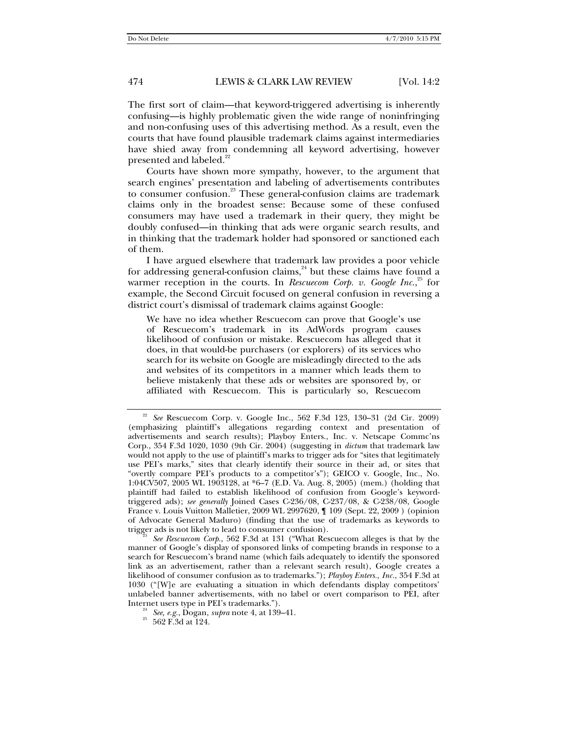The first sort of claim—that keyword-triggered advertising is inherently confusing—is highly problematic given the wide range of noninfringing and non-confusing uses of this advertising method. As a result, even the courts that have found plausible trademark claims against intermediaries have shied away from condemning all keyword advertising, however presented and labeled.[22]

Courts have shown more sympathy, however, to the argument that search engines' presentation and labeling of advertisements contributes to consumer confusion.[23] These general-confusion claims are trademark claims only in the broadest sense: Because some of these confused consumers may have used a trademark in their query, they might be doubly confused—in thinking that ads were organic search results, and in thinking that the trademark holder had sponsored or sanctioned each of them.

I have argued elsewhere that trademark law provides a poor vehicle for addressing general-confusion claims,[24] but these claims have found a warmer reception in the courts. In *Rescuecom Corp. v. Google Inc.*,[25] for example, the Second Circuit focused on general confusion in reversing a district court's dismissal of trademark claims against Google:

> We have no idea whether Rescuecom can prove that Google's use of Rescuecom's trademark in its AdWords program causes likelihood of confusion or mistake. Rescuecom has alleged that it does, in that would-be purchasers (or explorers) of its services who search for its website on Google are misleadingly directed to the ads and websites of its competitors in a manner which leads them to believe mistakenly that these ads or websites are sponsored by, or affiliated with Rescuecom. This is particularly so, Rescuecom

---

[22] *See* Rescuecom Corp. v. Google Inc., 562 F.3d 123, 130–31 (2d Cir. 2009) (emphasizing plaintiff's allegations regarding context and presentation of advertisements and search results); Playboy Enters., Inc. v. Netscape Commc'ns Corp., 354 F.3d 1020, 1030 (9th Cir. 2004) (suggesting in *dictum* that trademark law would not apply to the use of plaintiff's marks to trigger ads for "sites that legitimately use PEI's marks," sites that clearly identify their source in their ad, or sites that "overtly compare PEI's products to a competitor's"); GEICO v. Google, Inc., No. 1:04CV507, 2005 WL 1903128, at *6–7 (E.D. Va. Aug. 8, 2005) (mem.) (holding that plaintiff had failed to establish likelihood of confusion from Google's keyword-triggered ads); *see generally* Joined Cases C-236/08, C-237/08, & C-238/08, Google France v. Louis Vuitton Malletier, 2009 WL 2997620, ¶ 109 (Sept. 22, 2009 ) (opinion of Advocate General Maduro) (finding that the use of trademarks as keywords to trigger ads is not likely to lead to consumer confusion).

[23] *See Rescuecom Corp.*, 562 F.3d at 131 ("What Rescuecom alleges is that by the manner of Google's display of sponsored links of competing brands in response to a search for Rescuecom's brand name (which fails adequately to identify the sponsored link as an advertisement, rather than a relevant search result), Google creates a likelihood of consumer confusion as to trademarks."); *Playboy Enters., Inc.*, 354 F.3d at 1030 ("[W]e are evaluating a situation in which defendants display competitors' unlabeled banner advertisements, with no label or overt comparison to PEI, after Internet users type in PEI's trademarks.").

[24] *See, e.g.*, Dogan, *supra* note 4, at 139–41.

[25] 562 F.3d at 124.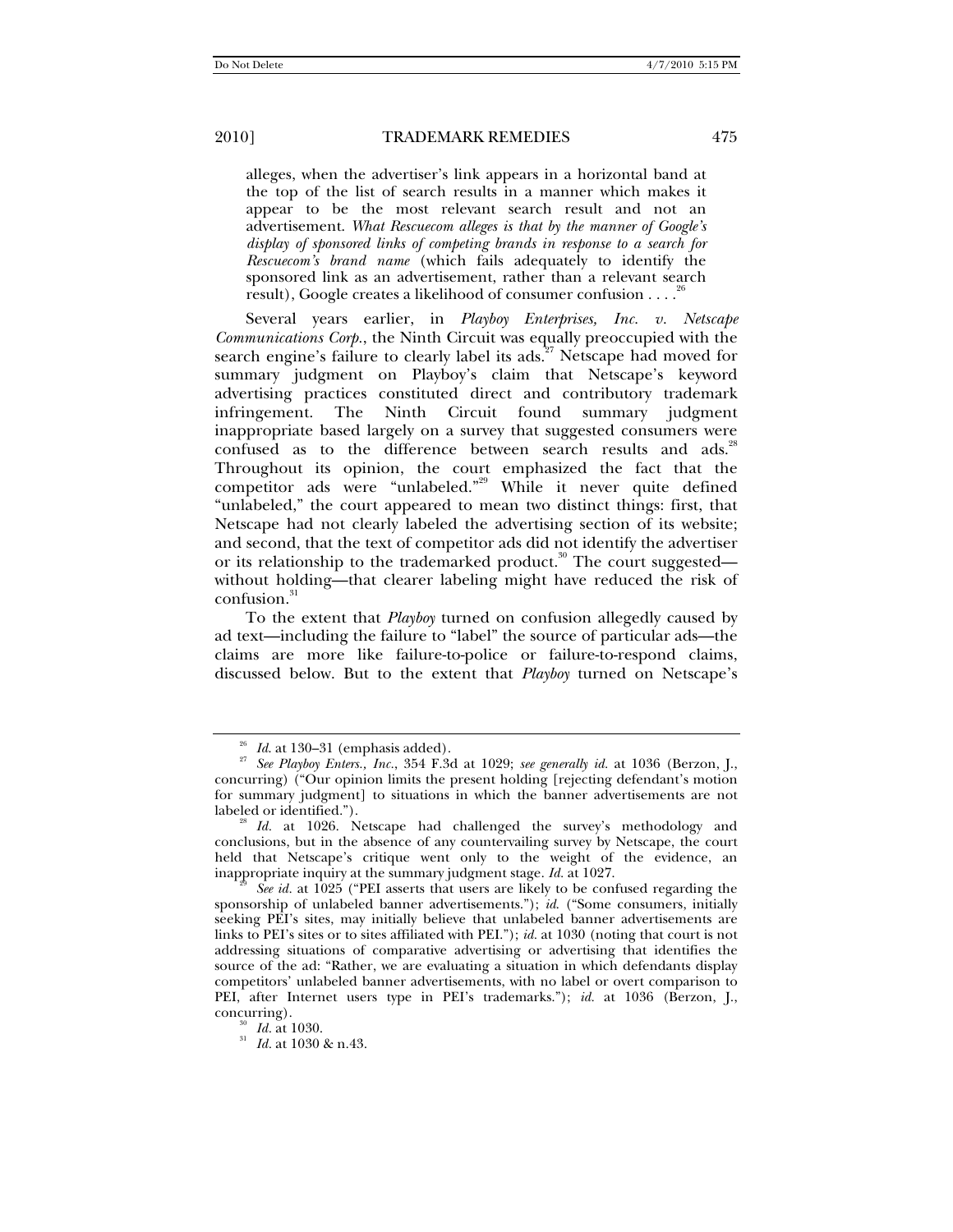alleges, when the advertiser's link appears in a horizontal band at the top of the list of search results in a manner which makes it appear to be the most relevant search result and not an advertisement. *What Rescuecom alleges is that by the manner of Google's display of sponsored links of competing brands in response to a search for Rescuecom's brand name* (which fails adequately to identify the sponsored link as an advertisement, rather than a relevant search result), Google creates a likelihood of consumer confusion . . . .[26]

Several years earlier, in *Playboy Enterprises, Inc. v. Netscape Communications Corp.*, the Ninth Circuit was equally preoccupied with the search engine's failure to clearly label its ads.[27] Netscape had moved for summary judgment on Playboy's claim that Netscape's keyword advertising practices constituted direct and contributory trademark infringement. The Ninth Circuit found summary judgment inappropriate based largely on a survey that suggested consumers were confused as to the difference between search results and ads.[28] Throughout its opinion, the court emphasized the fact that the competitor ads were "unlabeled."[29] While it never quite defined "unlabeled," the court appeared to mean two distinct things: first, that Netscape had not clearly labeled the advertising section of its website; and second, that the text of competitor ads did not identify the advertiser or its relationship to the trademarked product.[30] The court suggested—without holding—that clearer labeling might have reduced the risk of confusion.[31]

To the extent that *Playboy* turned on confusion allegedly caused by ad text—including the failure to "label" the source of particular ads—the claims are more like failure-to-police or failure-to-respond claims, discussed below. But to the extent that *Playboy* turned on Netscape's

---

[26] *Id.* at 130–31 (emphasis added).

[27] *See Playboy Enters., Inc.*, 354 F.3d at 1029; *see generally id.* at 1036 (Berzon, J., concurring) ("Our opinion limits the present holding [rejecting defendant's motion for summary judgment] to situations in which the banner advertisements are not labeled or identified.").

[28] *Id.* at 1026. Netscape had challenged the survey's methodology and conclusions, but in the absence of any countervailing survey by Netscape, the court held that Netscape's critique went only to the weight of the evidence, an inappropriate inquiry at the summary judgment stage. *Id.* at 1027.

[29] *See id.* at 1025 ("PEI asserts that users are likely to be confused regarding the sponsorship of unlabeled banner advertisements."); *id.* ("Some consumers, initially seeking PEI's sites, may initially believe that unlabeled banner advertisements are links to PEI's sites or to sites affiliated with PEI."); *id.* at 1030 (noting that court is not addressing situations of comparative advertising or advertising that identifies the source of the ad: "Rather, we are evaluating a situation in which defendants display competitors' unlabeled banner advertisements, with no label or overt comparison to PEI, after Internet users type in PEI's trademarks."); *id.* at 1036 (Berzon, J., concurring).

[30] *Id.* at 1030.

[31] *Id.* at 1030 & n.43.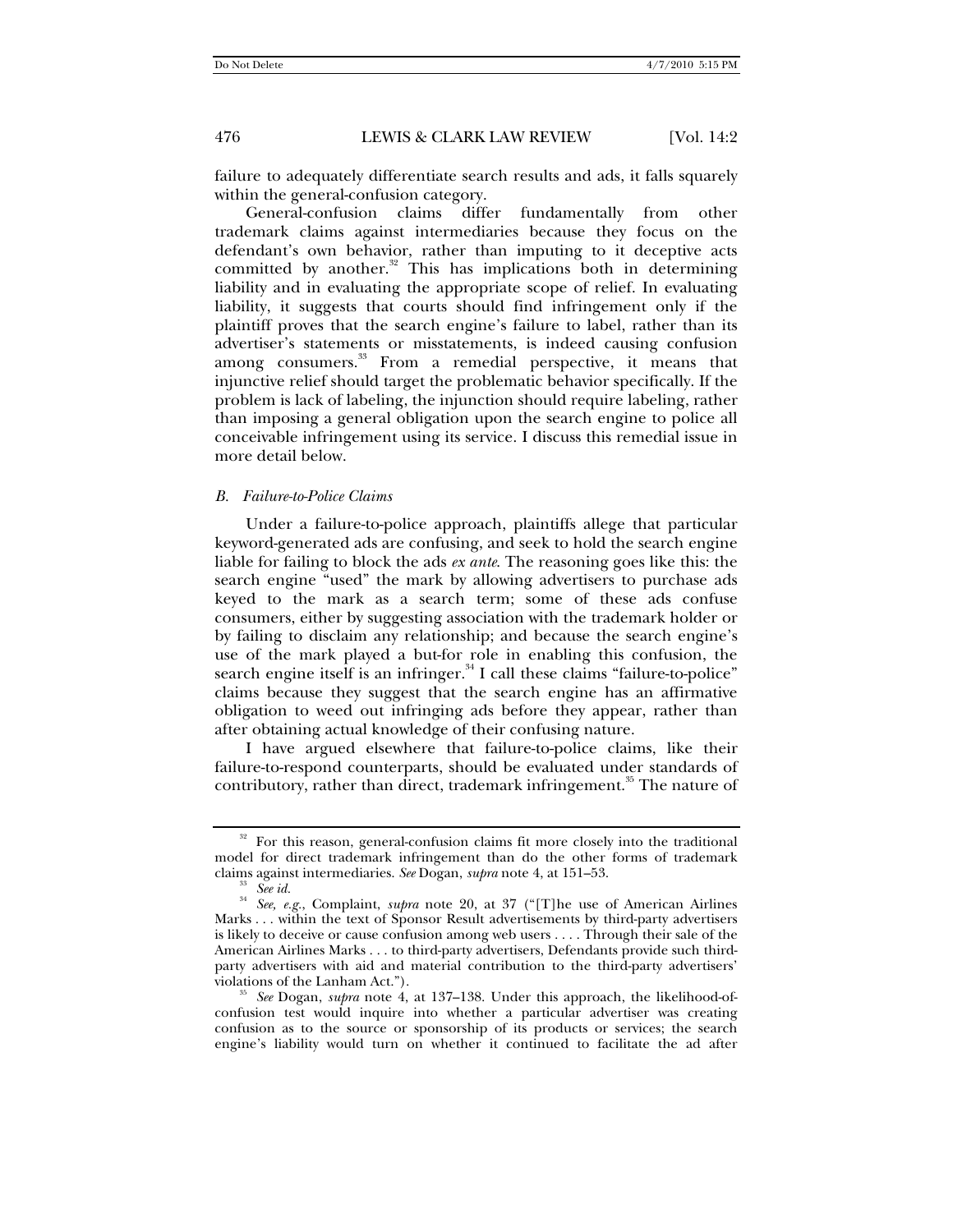failure to adequately differentiate search results and ads, it falls squarely within the general-confusion category.

General-confusion claims differ fundamentally from other trademark claims against intermediaries because they focus on the defendant's own behavior, rather than imputing to it deceptive acts committed by another.[32] This has implications both in determining liability and in evaluating the appropriate scope of relief. In evaluating liability, it suggests that courts should find infringement only if the plaintiff proves that the search engine's failure to label, rather than its advertiser's statements or misstatements, is indeed causing confusion among consumers.[33] From a remedial perspective, it means that injunctive relief should target the problematic behavior specifically. If the problem is lack of labeling, the injunction should require labeling, rather than imposing a general obligation upon the search engine to police all conceivable infringement using its service. I discuss this remedial issue in more detail below.

### *B. Failure-to-Police Claims*

Under a failure-to-police approach, plaintiffs allege that particular keyword-generated ads are confusing, and seek to hold the search engine liable for failing to block the ads *ex ante*. The reasoning goes like this: the search engine "used" the mark by allowing advertisers to purchase ads keyed to the mark as a search term; some of these ads confuse consumers, either by suggesting association with the trademark holder or by failing to disclaim any relationship; and because the search engine's use of the mark played a but-for role in enabling this confusion, the search engine itself is an infringer.[34] I call these claims "failure-to-police" claims because they suggest that the search engine has an affirmative obligation to weed out infringing ads before they appear, rather than after obtaining actual knowledge of their confusing nature.

I have argued elsewhere that failure-to-police claims, like their failure-to-respond counterparts, should be evaluated under standards of contributory, rather than direct, trademark infringement.[35] The nature of

---

[32] For this reason, general-confusion claims fit more closely into the traditional model for direct trademark infringement than do the other forms of trademark claims against intermediaries. *See* Dogan, *supra* note 4, at 151–53.

[33] *See id.*

[34] *See, e.g.*, Complaint, *supra* note 20, at 37 ("[T]he use of American Airlines Marks . . . within the text of Sponsor Result advertisements by third-party advertisers is likely to deceive or cause confusion among web users . . . . Through their sale of the American Airlines Marks . . . to third-party advertisers, Defendants provide such third-party advertisers with aid and material contribution to the third-party advertisers' violations of the Lanham Act.").

[35] *See* Dogan, *supra* note 4, at 137–138. Under this approach, the likelihood-of-confusion test would inquire into whether a particular advertiser was creating confusion as to the source or sponsorship of its products or services; the search engine's liability would turn on whether it continued to facilitate the ad after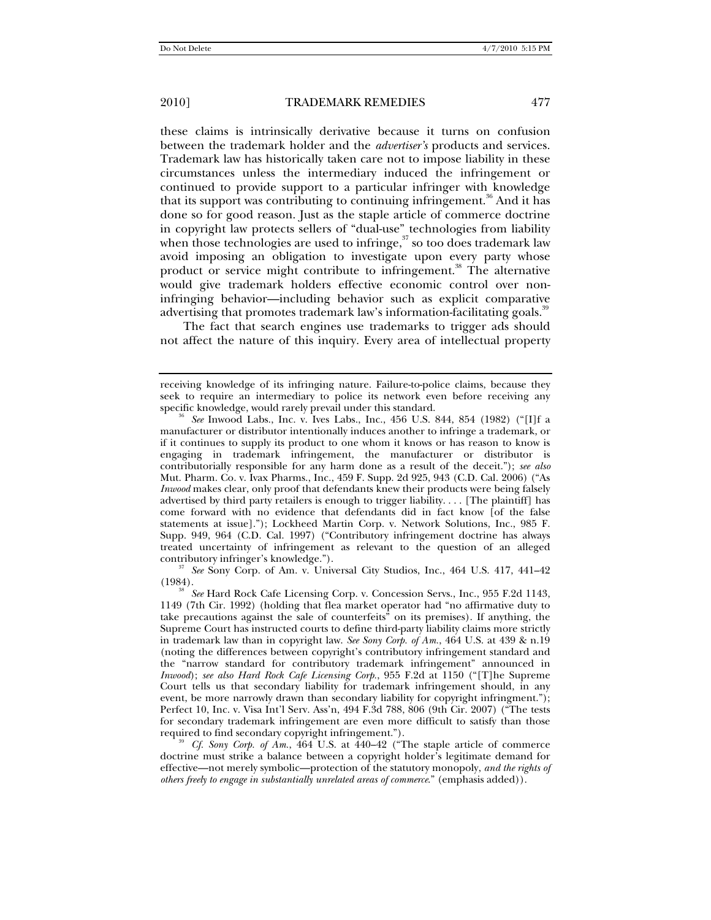these claims is intrinsically derivative because it turns on confusion between the trademark holder and the *advertiser's* products and services. Trademark law has historically taken care not to impose liability in these circumstances unless the intermediary induced the infringement or continued to provide support to a particular infringer with knowledge that its support was contributing to continuing infringement.[36] And it has done so for good reason. Just as the staple article of commerce doctrine in copyright law protects sellers of "dual-use" technologies from liability when those technologies are used to infringe,[37] so too does trademark law avoid imposing an obligation to investigate upon every party whose product or service might contribute to infringement.[38] The alternative would give trademark holders effective economic control over non-infringing behavior—including behavior such as explicit comparative advertising that promotes trademark law's information-facilitating goals.[39]

The fact that search engines use trademarks to trigger ads should not affect the nature of this inquiry. Every area of intellectual property

---

receiving knowledge of its infringing nature. Failure-to-police claims, because they seek to require an intermediary to police its network even before receiving any specific knowledge, would rarely prevail under this standard.

[36] *See* Inwood Labs., Inc. v. Ives Labs., Inc., 456 U.S. 844, 854 (1982) ("[I]f a manufacturer or distributor intentionally induces another to infringe a trademark, or if it continues to supply its product to one whom it knows or has reason to know is engaging in trademark infringement, the manufacturer or distributor is contributorially responsible for any harm done as a result of the deceit."); *see also* Mut. Pharm. Co. v. Ivax Pharms., Inc., 459 F. Supp. 2d 925, 943 (C.D. Cal. 2006) ("As *Inwood* makes clear, only proof that defendants knew their products were being falsely advertised by third party retailers is enough to trigger liability. . . . [The plaintiff] has come forward with no evidence that defendants did in fact know [of the false statements at issue]."); Lockheed Martin Corp. v. Network Solutions, Inc., 985 F. Supp. 949, 964 (C.D. Cal. 1997) ("Contributory infringement doctrine has always treated uncertainty of infringement as relevant to the question of an alleged contributory infringer's knowledge.").

[37] *See* Sony Corp. of Am. v. Universal City Studios, Inc., 464 U.S. 417, 441–42 (1984).

[38] *See* Hard Rock Cafe Licensing Corp. v. Concession Servs., Inc., 955 F.2d 1143, 1149 (7th Cir. 1992) (holding that flea market operator had "no affirmative duty to take precautions against the sale of counterfeits" on its premises). If anything, the Supreme Court has instructed courts to define third-party liability claims more strictly in trademark law than in copyright law. *See Sony Corp. of Am.*, 464 U.S. at 439 & n.19 (noting the differences between copyright's contributory infringement standard and the "narrow standard for contributory trademark infringement" announced in *Inwood*); *see also Hard Rock Cafe Licensing Corp.*, 955 F.2d at 1150 ("[T]he Supreme Court tells us that secondary liability for trademark infringement should, in any event, be more narrowly drawn than secondary liability for copyright infringment."); Perfect 10, Inc. v. Visa Int'l Serv. Ass'n, 494 F.3d 788, 806 (9th Cir. 2007) ("The tests for secondary trademark infringement are even more difficult to satisfy than those required to find secondary copyright infringement.").

[39] *Cf. Sony Corp. of Am.*, 464 U.S. at 440–42 ("The staple article of commerce doctrine must strike a balance between a copyright holder's legitimate demand for effective—not merely symbolic—protection of the statutory monopoly, *and the rights of others freely to engage in substantially unrelated areas of commerce*." (emphasis added)).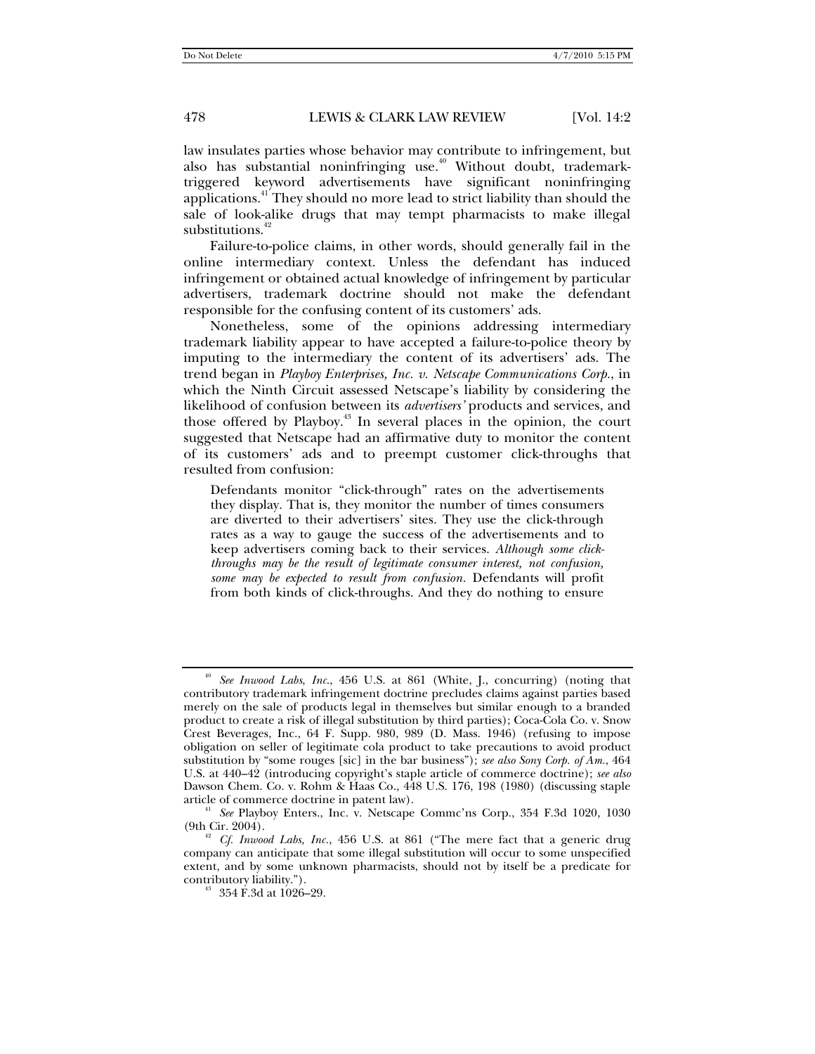law insulates parties whose behavior may contribute to infringement, but also has substantial noninfringing use.[40] Without doubt, trademark-triggered keyword advertisements have significant noninfringing applications.[41] They should no more lead to strict liability than should the sale of look-alike drugs that may tempt pharmacists to make illegal substitutions.[42]

Failure-to-police claims, in other words, should generally fail in the online intermediary context. Unless the defendant has induced infringement or obtained actual knowledge of infringement by particular advertisers, trademark doctrine should not make the defendant responsible for the confusing content of its customers' ads.

Nonetheless, some of the opinions addressing intermediary trademark liability appear to have accepted a failure-to-police theory by imputing to the intermediary the content of its advertisers' ads. The trend began in *Playboy Enterprises, Inc. v. Netscape Communications Corp.*, in which the Ninth Circuit assessed Netscape's liability by considering the likelihood of confusion between its *advertisers'* products and services, and those offered by Playboy.[43] In several places in the opinion, the court suggested that Netscape had an affirmative duty to monitor the content of its customers' ads and to preempt customer click-throughs that resulted from confusion:

> Defendants monitor "click-through" rates on the advertisements they display. That is, they monitor the number of times consumers are diverted to their advertisers' sites. They use the click-through rates as a way to gauge the success of the advertisements and to keep advertisers coming back to their services. *Although some click-throughs may be the result of legitimate consumer interest, not confusion, some may be expected to result from confusion.* Defendants will profit from both kinds of click-throughs. And they do nothing to ensure

---

[40] *See Inwood Labs, Inc.*, 456 U.S. at 861 (White, J., concurring) (noting that contributory trademark infringement doctrine precludes claims against parties based merely on the sale of products legal in themselves but similar enough to a branded product to create a risk of illegal substitution by third parties); Coca-Cola Co. v. Snow Crest Beverages, Inc., 64 F. Supp. 980, 989 (D. Mass. 1946) (refusing to impose obligation on seller of legitimate cola product to take precautions to avoid product substitution by "some rouges [sic] in the bar business"); *see also Sony Corp. of Am.*, 464 U.S. at 440–42 (introducing copyright's staple article of commerce doctrine); *see also* Dawson Chem. Co. v. Rohm & Haas Co., 448 U.S. 176, 198 (1980) (discussing staple article of commerce doctrine in patent law).

[41] *See* Playboy Enters., Inc. v. Netscape Commc'ns Corp., 354 F.3d 1020, 1030 (9th Cir. 2004).

[42] *Cf. Inwood Labs, Inc.*, 456 U.S. at 861 ("The mere fact that a generic drug company can anticipate that some illegal substitution will occur to some unspecified extent, and by some unknown pharmacists, should not by itself be a predicate for contributory liability.").

[43] 354 F.3d at 1026–29.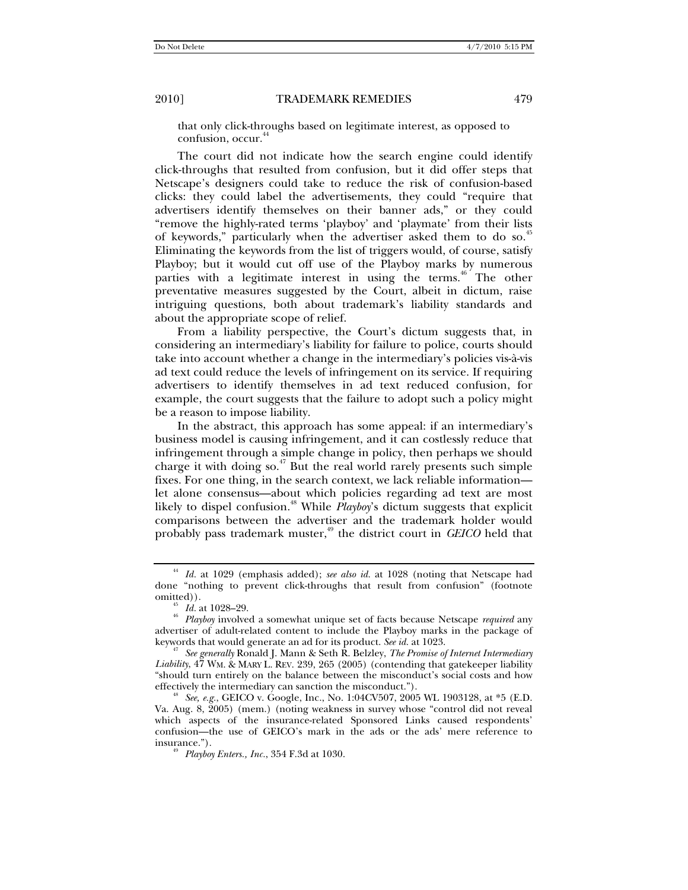that only click-throughs based on legitimate interest, as opposed to confusion, occur.[44]

The court did not indicate how the search engine could identify click-throughs that resulted from confusion, but it did offer steps that Netscape's designers could take to reduce the risk of confusion-based clicks: they could label the advertisements, they could "require that advertisers identify themselves on their banner ads," or they could "remove the highly-rated terms 'playboy' and 'playmate' from their lists of keywords," particularly when the advertiser asked them to do so.[45] Eliminating the keywords from the list of triggers would, of course, satisfy Playboy; but it would cut off use of the Playboy marks by numerous parties with a legitimate interest in using the terms.[46] The other preventative measures suggested by the Court, albeit in dictum, raise intriguing questions, both about trademark's liability standards and about the appropriate scope of relief.

From a liability perspective, the Court's dictum suggests that, in considering an intermediary's liability for failure to police, courts should take into account whether a change in the intermediary's policies vis-à-vis ad text could reduce the levels of infringement on its service. If requiring advertisers to identify themselves in ad text reduced confusion, for example, the court suggests that the failure to adopt such a policy might be a reason to impose liability.

In the abstract, this approach has some appeal: if an intermediary's business model is causing infringement, and it can costlessly reduce that infringement through a simple change in policy, then perhaps we should charge it with doing so.[47] But the real world rarely presents such simple fixes. For one thing, in the search context, we lack reliable information—let alone consensus—about which policies regarding ad text are most likely to dispel confusion.[48] While *Playboy*'s dictum suggests that explicit comparisons between the advertiser and the trademark holder would probably pass trademark muster,[49] the district court in *GEICO* held that

---

[44] *Id.* at 1029 (emphasis added); *see also id.* at 1028 (noting that Netscape had done "nothing to prevent click-throughs that result from confusion" (footnote omitted)).

[45] *Id.* at 1028–29.

[46] *Playboy* involved a somewhat unique set of facts because Netscape *required* any advertiser of adult-related content to include the Playboy marks in the package of keywords that would generate an ad for its product. *See id.* at 1023.

[47] *See generally* Ronald J. Mann & Seth R. Belzley, *The Promise of Internet Intermediary Liability*, 47 WM. & MARY L. REV. 239, 265 (2005) (contending that gatekeeper liability "should turn entirely on the balance between the misconduct's social costs and how effectively the intermediary can sanction the misconduct.").

[48] *See, e.g.*, GEICO v. Google, Inc., No. 1:04CV507, 2005 WL 1903128, at *5 (E.D. Va. Aug. 8, 2005) (mem.) (noting weakness in survey whose "control did not reveal which aspects of the insurance-related Sponsored Links caused respondents' confusion—the use of GEICO's mark in the ads or the ads' mere reference to insurance.").

[49] *Playboy Enters., Inc.*, 354 F.3d at 1030.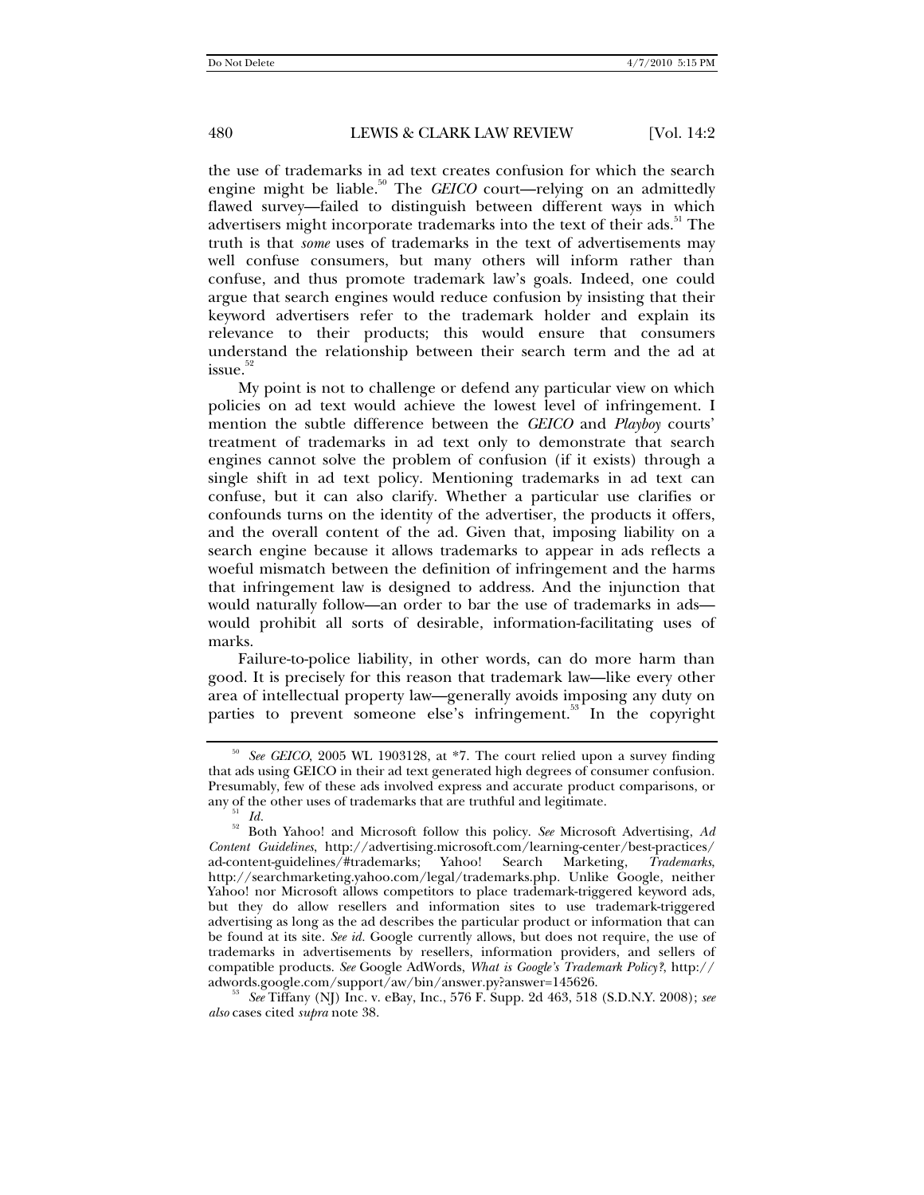the use of trademarks in ad text creates confusion for which the search engine might be liable.[50] The *GEICO* court—relying on an admittedly flawed survey—failed to distinguish between different ways in which advertisers might incorporate trademarks into the text of their ads.[51] The truth is that *some* uses of trademarks in the text of advertisements may well confuse consumers, but many others will inform rather than confuse, and thus promote trademark law's goals. Indeed, one could argue that search engines would reduce confusion by insisting that their keyword advertisers refer to the trademark holder and explain its relevance to their products; this would ensure that consumers understand the relationship between their search term and the ad at issue.[52]

My point is not to challenge or defend any particular view on which policies on ad text would achieve the lowest level of infringement. I mention the subtle difference between the *GEICO* and *Playboy* courts' treatment of trademarks in ad text only to demonstrate that search engines cannot solve the problem of confusion (if it exists) through a single shift in ad text policy. Mentioning trademarks in ad text can confuse, but it can also clarify. Whether a particular use clarifies or confounds turns on the identity of the advertiser, the products it offers, and the overall content of the ad. Given that, imposing liability on a search engine because it allows trademarks to appear in ads reflects a woeful mismatch between the definition of infringement and the harms that infringement law is designed to address. And the injunction that would naturally follow—an order to bar the use of trademarks in ads—would prohibit all sorts of desirable, information-facilitating uses of marks.

Failure-to-police liability, in other words, can do more harm than good. It is precisely for this reason that trademark law—like every other area of intellectual property law—generally avoids imposing any duty on parties to prevent someone else's infringement.[53] In the copyright

---

[50] *See GEICO*, 2005 WL 1903128, at *7. The court relied upon a survey finding that ads using GEICO in their ad text generated high degrees of consumer confusion. Presumably, few of these ads involved express and accurate product comparisons, or any of the other uses of trademarks that are truthful and legitimate.

[51] *Id.*

[52] Both Yahoo! and Microsoft follow this policy. *See* Microsoft Advertising, *Ad Content Guidelines*, http://advertising.microsoft.com/learning-center/best-practices/ad-content-guidelines/#trademarks; Yahoo! Search Marketing, *Trademarks*, http://searchmarketing.yahoo.com/legal/trademarks.php. Unlike Google, neither Yahoo! nor Microsoft allows competitors to place trademark-triggered keyword ads, but they do allow resellers and information sites to use trademark-triggered advertising as long as the ad describes the particular product or information that can be found at its site. *See id.* Google currently allows, but does not require, the use of trademarks in advertisements by resellers, information providers, and sellers of compatible products. *See* Google AdWords, *What is Google's Trademark Policy?*, http://adwords.google.com/support/aw/bin/answer.py?answer=145626.

[53] *See* Tiffany (NJ) Inc. v. eBay, Inc., 576 F. Supp. 2d 463, 518 (S.D.N.Y. 2008); *see also* cases cited *supra* note 38.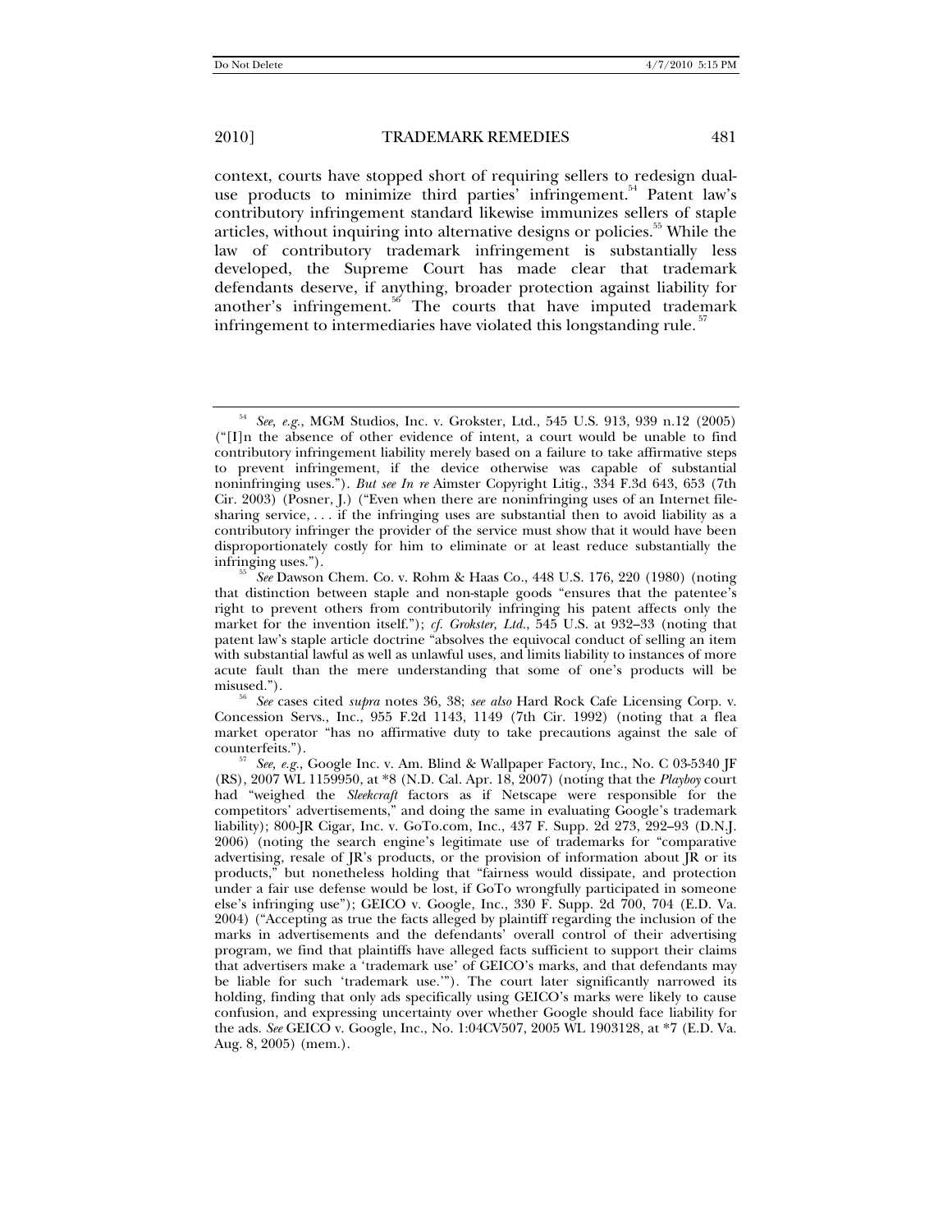context, courts have stopped short of requiring sellers to redesign dual-use products to minimize third parties' infringement.[54] Patent law's contributory infringement standard likewise immunizes sellers of staple articles, without inquiring into alternative designs or policies.[55] While the law of contributory trademark infringement is substantially less developed, the Supreme Court has made clear that trademark defendants deserve, if anything, broader protection against liability for another's infringement.[56] The courts that have imputed trademark infringement to intermediaries have violated this longstanding rule.[57]

---

[54] *See, e.g.*, MGM Studios, Inc. v. Grokster, Ltd., 545 U.S. 913, 939 n.12 (2005) ("[I]n the absence of other evidence of intent, a court would be unable to find contributory infringement liability merely based on a failure to take affirmative steps to prevent infringement, if the device otherwise was capable of substantial noninfringing uses."). *But see In re* Aimster Copyright Litig., 334 F.3d 643, 653 (7th Cir. 2003) (Posner, J.) ("Even when there are noninfringing uses of an Internet file-sharing service, . . . if the infringing uses are substantial then to avoid liability as a contributory infringer the provider of the service must show that it would have been disproportionately costly for him to eliminate or at least reduce substantially the infringing uses.").

[55] *See* Dawson Chem. Co. v. Rohm & Haas Co., 448 U.S. 176, 220 (1980) (noting that distinction between staple and non-staple goods "ensures that the patentee's right to prevent others from contributorily infringing his patent affects only the market for the invention itself."); *cf. Grokster, Ltd.*, 545 U.S. at 932–33 (noting that patent law's staple article doctrine "absolves the equivocal conduct of selling an item with substantial lawful as well as unlawful uses, and limits liability to instances of more acute fault than the mere understanding that some of one's products will be misused.").

[56] *See* cases cited *supra* notes 36, 38; *see also* Hard Rock Cafe Licensing Corp. v. Concession Servs., Inc., 955 F.2d 1143, 1149 (7th Cir. 1992) (noting that a flea market operator "has no affirmative duty to take precautions against the sale of counterfeits.").

[57] *See, e.g.*, Google Inc. v. Am. Blind & Wallpaper Factory, Inc., No. C 03-5340 JF (RS), 2007 WL 1159950, at *8 (N.D. Cal. Apr. 18, 2007) (noting that the *Playboy* court had "weighed the *Sleekcraft* factors as if Netscape were responsible for the competitors' advertisements," and doing the same in evaluating Google's trademark liability); 800-JR Cigar, Inc. v. GoTo.com, Inc., 437 F. Supp. 2d 273, 292–93 (D.N.J. 2006) (noting the search engine's legitimate use of trademarks for "comparative advertising, resale of JR's products, or the provision of information about JR or its products," but nonetheless holding that "fairness would dissipate, and protection under a fair use defense would be lost, if GoTo wrongfully participated in someone else's infringing use"); GEICO v. Google, Inc., 330 F. Supp. 2d 700, 704 (E.D. Va. 2004) ("Accepting as true the facts alleged by plaintiff regarding the inclusion of the marks in advertisements and the defendants' overall control of their advertising program, we find that plaintiffs have alleged facts sufficient to support their claims that advertisers make a 'trademark use' of GEICO's marks, and that defendants may be liable for such 'trademark use.'"). The court later significantly narrowed its holding, finding that only ads specifically using GEICO's marks were likely to cause confusion, and expressing uncertainty over whether Google should face liability for the ads. *See* GEICO v. Google, Inc., No. 1:04CV507, 2005 WL 1903128, at *7 (E.D. Va. Aug. 8, 2005) (mem.).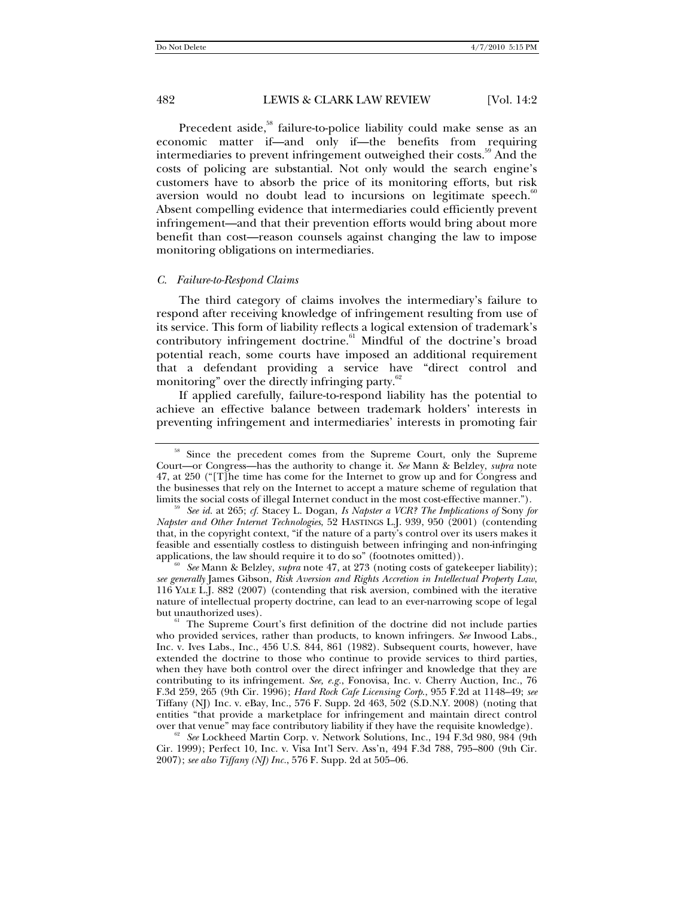Precedent aside,[58] failure-to-police liability could make sense as an economic matter if—and only if—the benefits from requiring intermediaries to prevent infringement outweighed their costs.[59] And the costs of policing are substantial. Not only would the search engine's customers have to absorb the price of its monitoring efforts, but risk aversion would no doubt lead to incursions on legitimate speech.[60] Absent compelling evidence that intermediaries could efficiently prevent infringement—and that their prevention efforts would bring about more benefit than cost—reason counsels against changing the law to impose monitoring obligations on intermediaries.

### *C. Failure-to-Respond Claims*

The third category of claims involves the intermediary's failure to respond after receiving knowledge of infringement resulting from use of its service. This form of liability reflects a logical extension of trademark's contributory infringement doctrine.[61] Mindful of the doctrine's broad potential reach, some courts have imposed an additional requirement that a defendant providing a service have "direct control and monitoring" over the directly infringing party.[62]

If applied carefully, failure-to-respond liability has the potential to achieve an effective balance between trademark holders' interests in preventing infringement and intermediaries' interests in promoting fair

---

[58] Since the precedent comes from the Supreme Court, only the Supreme Court—or Congress—has the authority to change it. *See* Mann & Belzley, *supra* note 47, at 250 ("[T]he time has come for the Internet to grow up and for Congress and the businesses that rely on the Internet to accept a mature scheme of regulation that limits the social costs of illegal Internet conduct in the most cost-effective manner.").

[59] *See id.* at 265; *cf.* Stacey L. Dogan, *Is Napster a VCR? The Implications of* Sony *for Napster and Other Internet Technologies*, 52 HASTINGS L.J. 939, 950 (2001) (contending that, in the copyright context, "if the nature of a party's control over its users makes it feasible and essentially costless to distinguish between infringing and non-infringing applications, the law should require it to do so" (footnotes omitted)).

[60] *See* Mann & Belzley, *supra* note 47, at 273 (noting costs of gatekeeper liability); *see generally* James Gibson, *Risk Aversion and Rights Accretion in Intellectual Property Law*, 116 YALE L.J. 882 (2007) (contending that risk aversion, combined with the iterative nature of intellectual property doctrine, can lead to an ever-narrowing scope of legal but unauthorized uses).

[61] The Supreme Court's first definition of the doctrine did not include parties who provided services, rather than products, to known infringers. *See* Inwood Labs., Inc. v. Ives Labs., Inc., 456 U.S. 844, 861 (1982). Subsequent courts, however, have extended the doctrine to those who continue to provide services to third parties, when they have both control over the direct infringer and knowledge that they are contributing to its infringement. *See, e.g.*, Fonovisa, Inc. v. Cherry Auction, Inc., 76 F.3d 259, 265 (9th Cir. 1996); *Hard Rock Cafe Licensing Corp.*, 955 F.2d at 1148–49; *see* Tiffany (NJ) Inc. v. eBay, Inc., 576 F. Supp. 2d 463, 502 (S.D.N.Y. 2008) (noting that entities "that provide a marketplace for infringement and maintain direct control over that venue" may face contributory liability if they have the requisite knowledge).

[62] *See* Lockheed Martin Corp. v. Network Solutions, Inc., 194 F.3d 980, 984 (9th Cir. 1999); Perfect 10, Inc. v. Visa Int'l Serv. Ass'n, 494 F.3d 788, 795–800 (9th Cir. 2007); *see also Tiffany (NJ) Inc.*, 576 F. Supp. 2d at 505–06.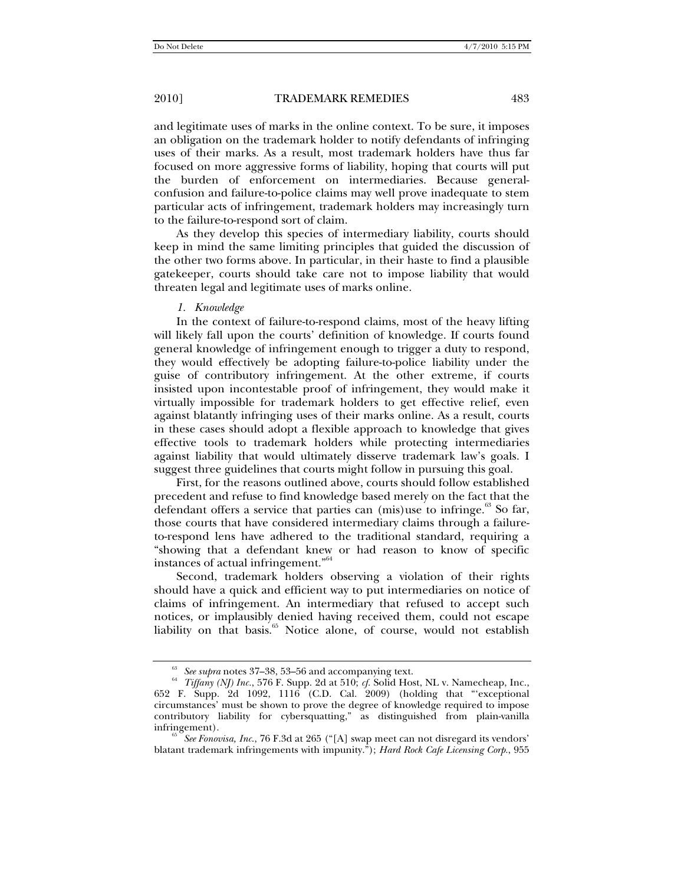and legitimate uses of marks in the online context. To be sure, it imposes an obligation on the trademark holder to notify defendants of infringing uses of their marks. As a result, most trademark holders have thus far focused on more aggressive forms of liability, hoping that courts will put the burden of enforcement on intermediaries. Because general-confusion and failure-to-police claims may well prove inadequate to stem particular acts of infringement, trademark holders may increasingly turn to the failure-to-respond sort of claim.

As they develop this species of intermediary liability, courts should keep in mind the same limiting principles that guided the discussion of the other two forms above. In particular, in their haste to find a plausible gatekeeper, courts should take care not to impose liability that would threaten legal and legitimate uses of marks online.

*1. Knowledge*

In the context of failure-to-respond claims, most of the heavy lifting will likely fall upon the courts' definition of knowledge. If courts found general knowledge of infringement enough to trigger a duty to respond, they would effectively be adopting failure-to-police liability under the guise of contributory infringement. At the other extreme, if courts insisted upon incontestable proof of infringement, they would make it virtually impossible for trademark holders to get effective relief, even against blatantly infringing uses of their marks online. As a result, courts in these cases should adopt a flexible approach to knowledge that gives effective tools to trademark holders while protecting intermediaries against liability that would ultimately disserve trademark law's goals. I suggest three guidelines that courts might follow in pursuing this goal.

First, for the reasons outlined above, courts should follow established precedent and refuse to find knowledge based merely on the fact that the defendant offers a service that parties can (mis)use to infringe.[63] So far, those courts that have considered intermediary claims through a failure-to-respond lens have adhered to the traditional standard, requiring a "showing that a defendant knew or had reason to know of specific instances of actual infringement."[64]

Second, trademark holders observing a violation of their rights should have a quick and efficient way to put intermediaries on notice of claims of infringement. An intermediary that refused to accept such notices, or implausibly denied having received them, could not escape liability on that basis.[65] Notice alone, of course, would not establish

---

[63] *See supra* notes 37–38, 53–56 and accompanying text.

[64] *Tiffany (NJ) Inc.*, 576 F. Supp. 2d at 510; *cf.* Solid Host, NL v. Namecheap, Inc., 652 F. Supp. 2d 1092, 1116 (C.D. Cal. 2009) (holding that "'exceptional circumstances' must be shown to prove the degree of knowledge required to impose contributory liability for cybersquatting," as distinguished from plain-vanilla infringement).

[65] *See Fonovisa, Inc.*, 76 F.3d at 265 ("[A] swap meet can not disregard its vendors' blatant trademark infringements with impunity."); *Hard Rock Cafe Licensing Corp.*, 955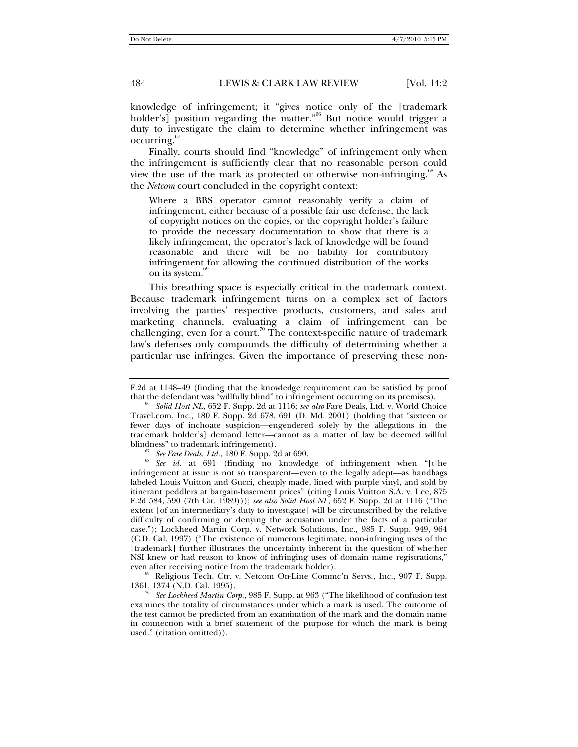knowledge of infringement; it "gives notice only of the [trademark holder's] position regarding the matter."[66] But notice would trigger a duty to investigate the claim to determine whether infringement was occurring.[67]

Finally, courts should find "knowledge" of infringement only when the infringement is sufficiently clear that no reasonable person could view the use of the mark as protected or otherwise non-infringing.[68] As the *Netcom* court concluded in the copyright context:

> Where a BBS operator cannot reasonably verify a claim of infringement, either because of a possible fair use defense, the lack of copyright notices on the copies, or the copyright holder's failure to provide the necessary documentation to show that there is a likely infringement, the operator's lack of knowledge will be found reasonable and there will be no liability for contributory infringement for allowing the continued distribution of the works on its system.[69]

This breathing space is especially critical in the trademark context. Because trademark infringement turns on a complex set of factors involving the parties' respective products, customers, and sales and marketing channels, evaluating a claim of infringement can be challenging, even for a court.[70] The context-specific nature of trademark law's defenses only compounds the difficulty of determining whether a particular use infringes. Given the importance of preserving these non-

---

F.2d at 1148–49 (finding that the knowledge requirement can be satisfied by proof that the defendant was "willfully blind" to infringement occurring on its premises).

[66] *Solid Host NL*, 652 F. Supp. 2d at 1116; *see also* Fare Deals, Ltd. v. World Choice Travel.com, Inc., 180 F. Supp. 2d 678, 691 (D. Md. 2001) (holding that "sixteen or fewer days of inchoate suspicion—engendered solely by the allegations in [the trademark holder's] demand letter—cannot as a matter of law be deemed willful blindness" to trademark infringement).

[67] *See Fare Deals, Ltd.*, 180 F. Supp. 2d at 690.

[68] *See id.* at 691 (finding no knowledge of infringement when "[t]he infringement at issue is not so transparent—even to the legally adept—as handbags labeled Louis Vuitton and Gucci, cheaply made, lined with purple vinyl, and sold by itinerant peddlers at bargain-basement prices" (citing Louis Vuitton S.A. v. Lee, 875 F.2d 584, 590 (7th Cir. 1989))); *see also Solid Host NL*, 652 F. Supp. 2d at 1116 ("The extent [of an intermediary's duty to investigate] will be circumscribed by the relative difficulty of confirming or denying the accusation under the facts of a particular case."); Lockheed Martin Corp. v. Network Solutions, Inc., 985 F. Supp. 949, 964 (C.D. Cal. 1997) ("The existence of numerous legitimate, non-infringing uses of the [trademark] further illustrates the uncertainty inherent in the question of whether NSI knew or had reason to know of infringing uses of domain name registrations," even after receiving notice from the trademark holder).

[69] Religious Tech. Ctr. v. Netcom On-Line Commc'n Servs., Inc., 907 F. Supp. 1361, 1374 (N.D. Cal. 1995).

[70] *See Lockheed Martin Corp.*, 985 F. Supp. at 963 ("The likelihood of confusion test examines the totality of circumstances under which a mark is used. The outcome of the test cannot be predicted from an examination of the mark and the domain name in connection with a brief statement of the purpose for which the mark is being used." (citation omitted)).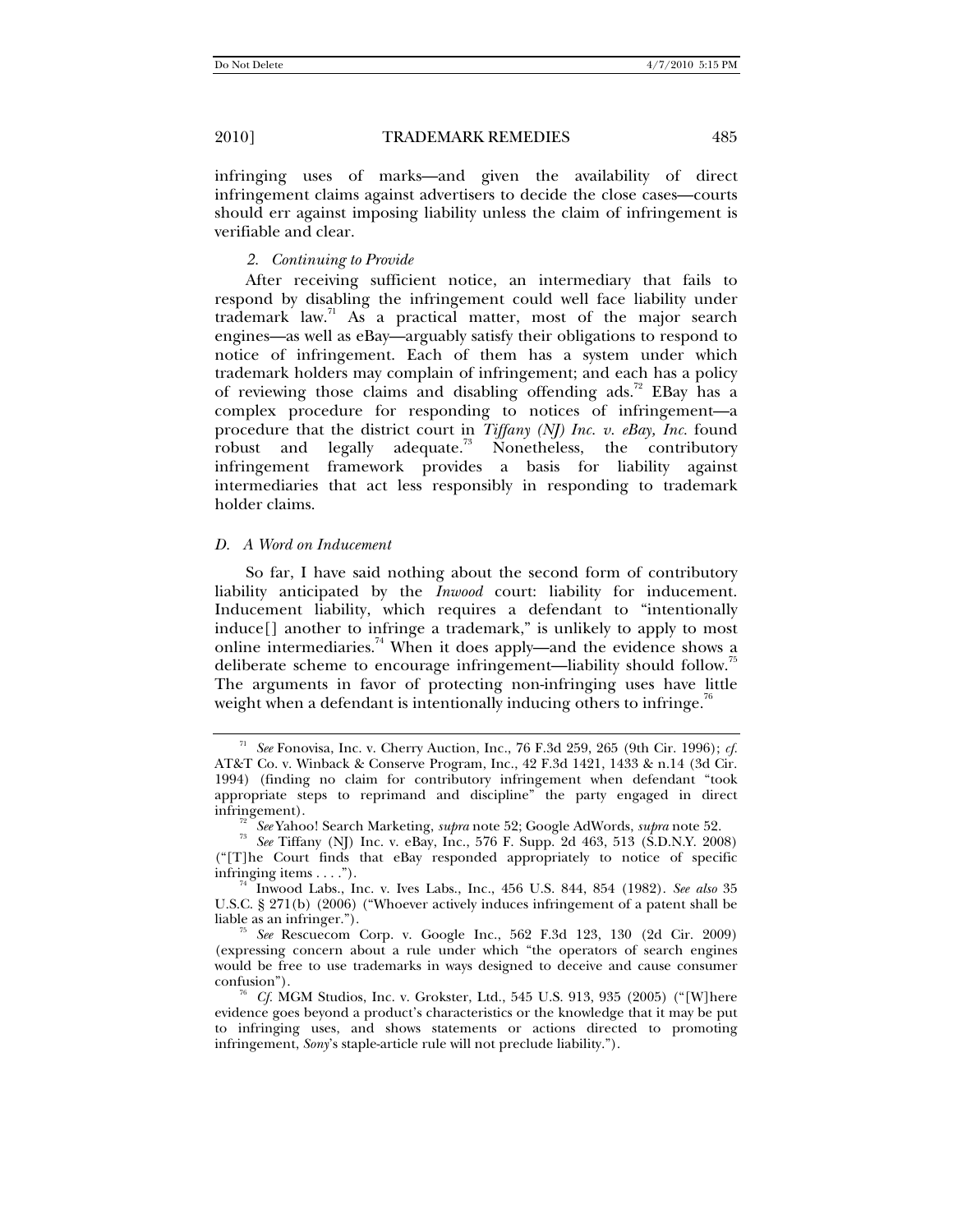infringing uses of marks—and given the availability of direct infringement claims against advertisers to decide the close cases—courts should err against imposing liability unless the claim of infringement is verifiable and clear.

#### *2. Continuing to Provide*

After receiving sufficient notice, an intermediary that fails to respond by disabling the infringement could well face liability under trademark law.[71] As a practical matter, most of the major search engines—as well as eBay—arguably satisfy their obligations to respond to notice of infringement. Each of them has a system under which trademark holders may complain of infringement; and each has a policy of reviewing those claims and disabling offending ads.[72] EBay has a complex procedure for responding to notices of infringement—a procedure that the district court in *Tiffany (NJ) Inc. v. eBay, Inc.* found robust and legally adequate.[73] Nonetheless, the contributory infringement framework provides a basis for liability against intermediaries that act less responsibly in responding to trademark holder claims.

### *D. A Word on Inducement*

So far, I have said nothing about the second form of contributory liability anticipated by the *Inwood* court: liability for inducement. Inducement liability, which requires a defendant to "intentionally induce[] another to infringe a trademark," is unlikely to apply to most online intermediaries.[74] When it does apply—and the evidence shows a deliberate scheme to encourage infringement—liability should follow.[75] The arguments in favor of protecting non-infringing uses have little weight when a defendant is intentionally inducing others to infringe.[76]

---

[71] *See* Fonovisa, Inc. v. Cherry Auction, Inc., 76 F.3d 259, 265 (9th Cir. 1996); *cf.* AT&T Co. v. Winback & Conserve Program, Inc., 42 F.3d 1421, 1433 & n.14 (3d Cir. 1994) (finding no claim for contributory infringement when defendant "took appropriate steps to reprimand and discipline" the party engaged in direct infringement).

[72] *See* Yahoo! Search Marketing, *supra* note 52; Google AdWords, *supra* note 52.

[73] *See* Tiffany (NJ) Inc. v. eBay, Inc., 576 F. Supp. 2d 463, 513 (S.D.N.Y. 2008) ("[T]he Court finds that eBay responded appropriately to notice of specific infringing items . . . .").

[74] Inwood Labs., Inc. v. Ives Labs., Inc., 456 U.S. 844, 854 (1982). *See also* 35 U.S.C. § 271(b) (2006) ("Whoever actively induces infringement of a patent shall be liable as an infringer.").

[75] *See* Rescuecom Corp. v. Google Inc., 562 F.3d 123, 130 (2d Cir. 2009) (expressing concern about a rule under which "the operators of search engines would be free to use trademarks in ways designed to deceive and cause consumer confusion").

[76] *Cf.* MGM Studios, Inc. v. Grokster, Ltd., 545 U.S. 913, 935 (2005) ("[W]here evidence goes beyond a product's characteristics or the knowledge that it may be put to infringing uses, and shows statements or actions directed to promoting infringement, *Sony*'s staple-article rule will not preclude liability.").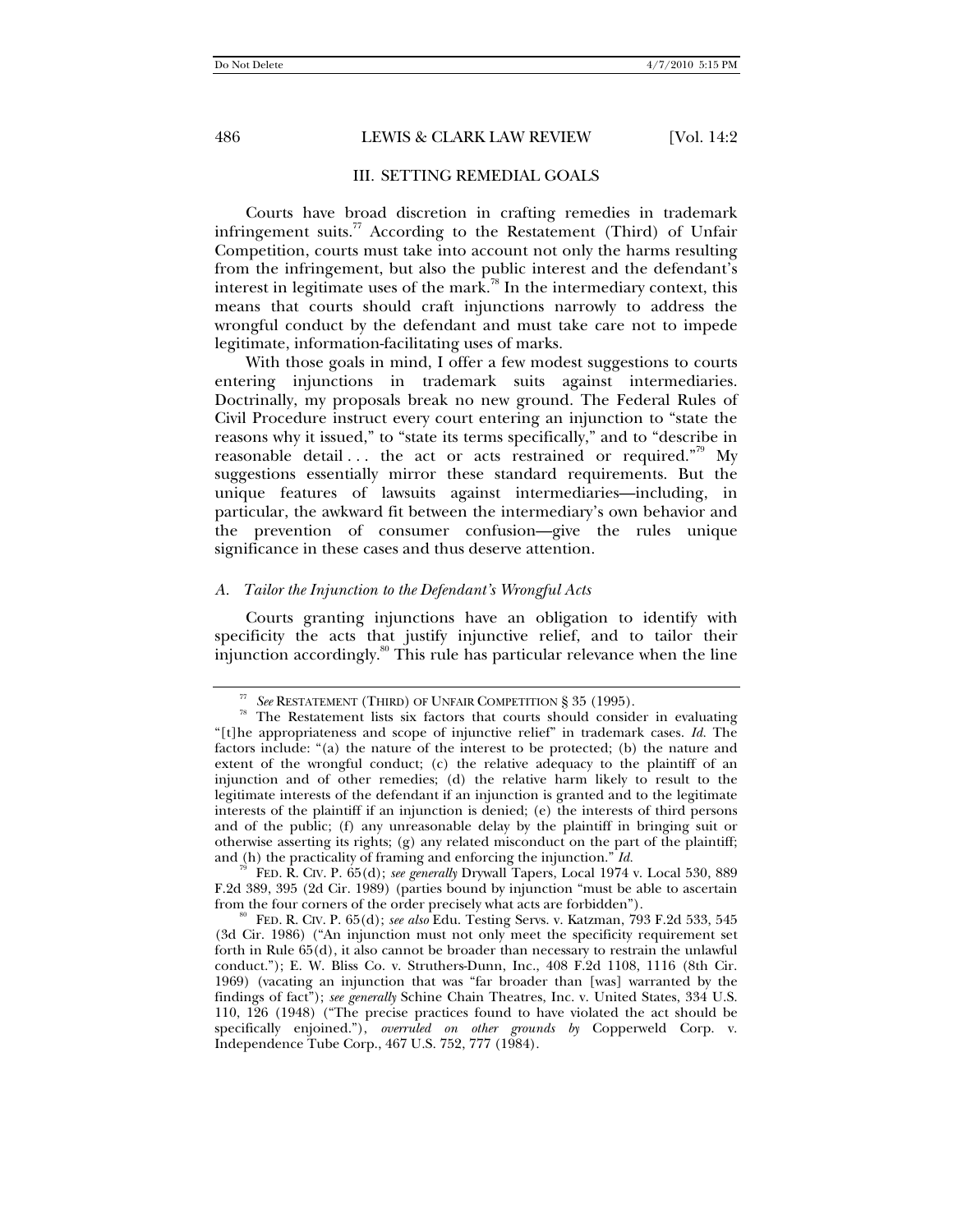## III. SETTING REMEDIAL GOALS

Courts have broad discretion in crafting remedies in trademark infringement suits.[77] According to the Restatement (Third) of Unfair Competition, courts must take into account not only the harms resulting from the infringement, but also the public interest and the defendant's interest in legitimate uses of the mark.[78] In the intermediary context, this means that courts should craft injunctions narrowly to address the wrongful conduct by the defendant and must take care not to impede legitimate, information-facilitating uses of marks.

With those goals in mind, I offer a few modest suggestions to courts entering injunctions in trademark suits against intermediaries. Doctrinally, my proposals break no new ground. The Federal Rules of Civil Procedure instruct every court entering an injunction to "state the reasons why it issued," to "state its terms specifically," and to "describe in reasonable detail . . . the act or acts restrained or required."[79] My suggestions essentially mirror these standard requirements. But the unique features of lawsuits against intermediaries—including, in particular, the awkward fit between the intermediary's own behavior and the prevention of consumer confusion—give the rules unique significance in these cases and thus deserve attention.

### *A. Tailor the Injunction to the Defendant's Wrongful Acts*

Courts granting injunctions have an obligation to identify with specificity the acts that justify injunctive relief, and to tailor their injunction accordingly.[80] This rule has particular relevance when the line

---

[77] *See* RESTATEMENT (THIRD) OF UNFAIR COMPETITION § 35 (1995).

[78] The Restatement lists six factors that courts should consider in evaluating "[t]he appropriateness and scope of injunctive relief" in trademark cases. *Id.* The factors include: "(a) the nature of the interest to be protected; (b) the nature and extent of the wrongful conduct; (c) the relative adequacy to the plaintiff of an injunction and of other remedies; (d) the relative harm likely to result to the legitimate interests of the defendant if an injunction is granted and to the legitimate interests of the plaintiff if an injunction is denied; (e) the interests of third persons and of the public; (f) any unreasonable delay by the plaintiff in bringing suit or otherwise asserting its rights; (g) any related misconduct on the part of the plaintiff; and (h) the practicality of framing and enforcing the injunction." *Id.*

[79] FED. R. CIV. P. 65(d); *see generally* Drywall Tapers, Local 1974 v. Local 530, 889 F.2d 389, 395 (2d Cir. 1989) (parties bound by injunction "must be able to ascertain from the four corners of the order precisely what acts are forbidden").

[80] FED. R. CIV. P. 65(d); *see also* Edu. Testing Servs. v. Katzman, 793 F.2d 533, 545 (3d Cir. 1986) ("An injunction must not only meet the specificity requirement set forth in Rule 65(d), it also cannot be broader than necessary to restrain the unlawful conduct."); E. W. Bliss Co. v. Struthers-Dunn, Inc., 408 F.2d 1108, 1116 (8th Cir. 1969) (vacating an injunction that was "far broader than [was] warranted by the findings of fact"); *see generally* Schine Chain Theatres, Inc. v. United States, 334 U.S. 110, 126 (1948) ("The precise practices found to have violated the act should be specifically enjoined."), *overruled on other grounds by* Copperweld Corp. v. Independence Tube Corp., 467 U.S. 752, 777 (1984).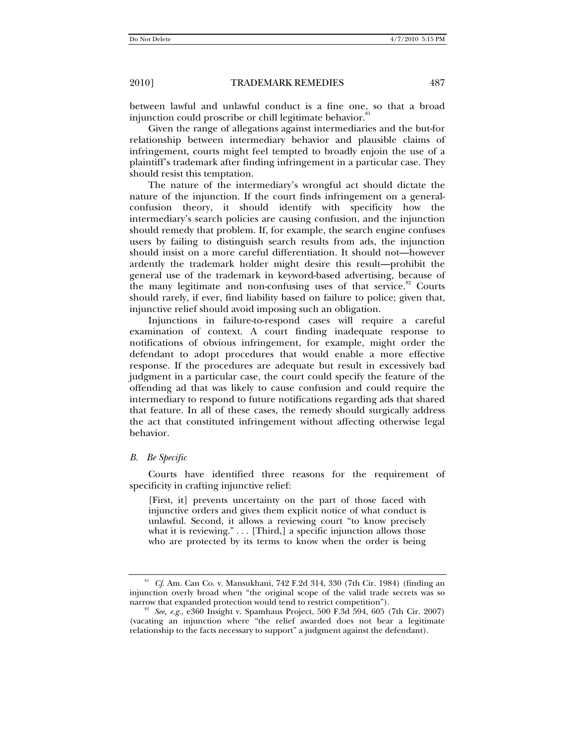between lawful and unlawful conduct is a fine one, so that a broad injunction could proscribe or chill legitimate behavior.[81]

Given the range of allegations against intermediaries and the but-for relationship between intermediary behavior and plausible claims of infringement, courts might feel tempted to broadly enjoin the use of a plaintiff's trademark after finding infringement in a particular case. They should resist this temptation.

The nature of the intermediary's wrongful act should dictate the nature of the injunction. If the court finds infringement on a general-confusion theory, it should identify with specificity how the intermediary's search policies are causing confusion, and the injunction should remedy that problem. If, for example, the search engine confuses users by failing to distinguish search results from ads, the injunction should insist on a more careful differentiation. It should not—however ardently the trademark holder might desire this result—prohibit the general use of the trademark in keyword-based advertising, because of the many legitimate and non-confusing uses of that service.[82] Courts should rarely, if ever, find liability based on failure to police; given that, injunctive relief should avoid imposing such an obligation.

Injunctions in failure-to-respond cases will require a careful examination of context. A court finding inadequate response to notifications of obvious infringement, for example, might order the defendant to adopt procedures that would enable a more effective response. If the procedures are adequate but result in excessively bad judgment in a particular case, the court could specify the feature of the offending ad that was likely to cause confusion and could require the intermediary to respond to future notifications regarding ads that shared that feature. In all of these cases, the remedy should surgically address the act that constituted infringement without affecting otherwise legal behavior.

### *B. Be Specific*

Courts have identified three reasons for the requirement of specificity in crafting injunctive relief:

> [First, it] prevents uncertainty on the part of those faced with injunctive orders and gives them explicit notice of what conduct is unlawful. Second, it allows a reviewing court "to know precisely what it is reviewing." . . . [Third,] a specific injunction allows those who are protected by its terms to know when the order is being

---

[81] *Cf.* Am. Can Co. v. Mansukhani, 742 F.2d 314, 330 (7th Cir. 1984) (finding an injunction overly broad when "the original scope of the valid trade secrets was so narrow that expanded protection would tend to restrict competition").

[82] *See, e.g.*, e360 Insight v. Spamhaus Project, 500 F.3d 594, 605 (7th Cir. 2007) (vacating an injunction where "the relief awarded does not bear a legitimate relationship to the facts necessary to support" a judgment against the defendant).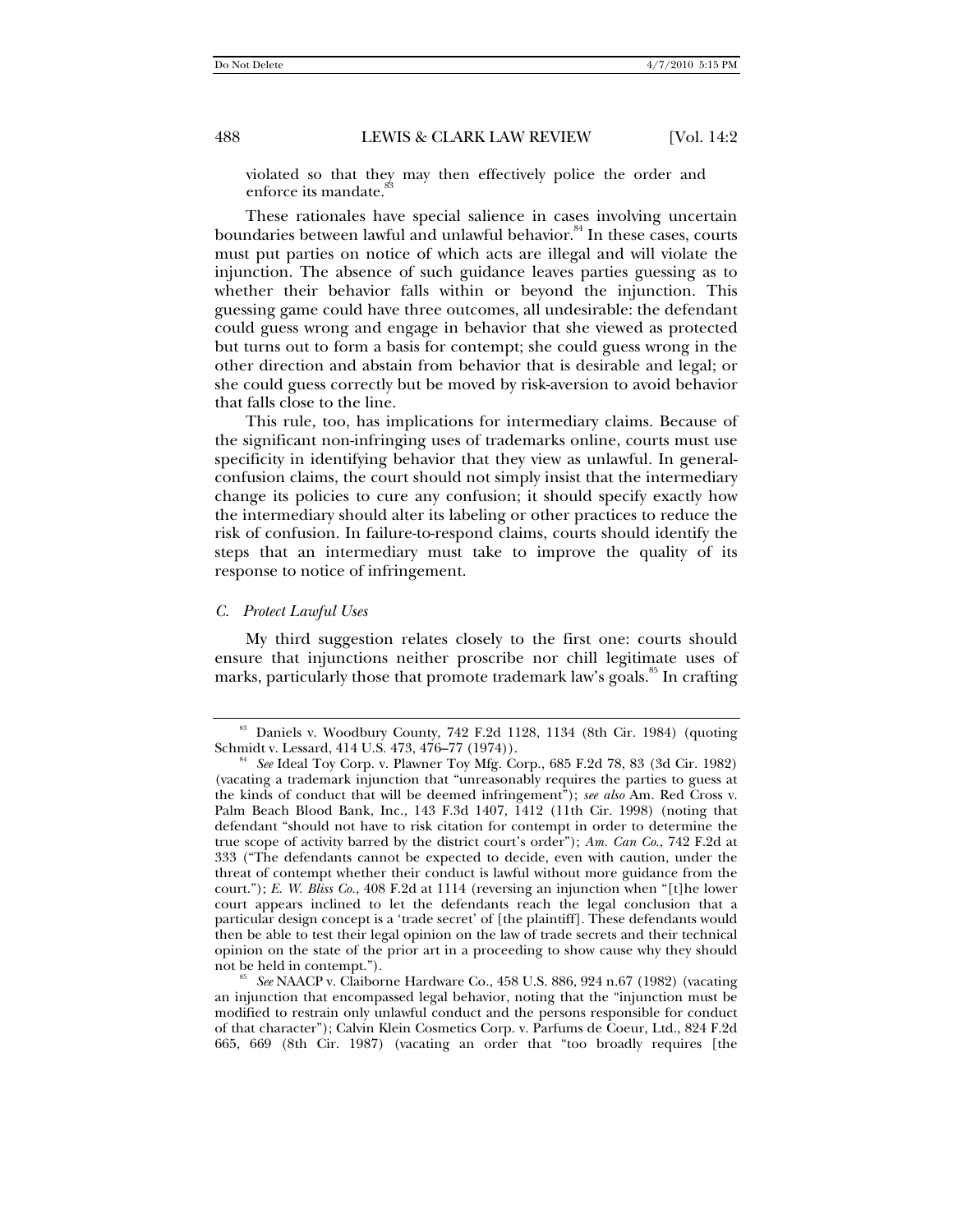violated so that they may then effectively police the order and enforce its mandate.[83]

These rationales have special salience in cases involving uncertain boundaries between lawful and unlawful behavior.[84] In these cases, courts must put parties on notice of which acts are illegal and will violate the injunction. The absence of such guidance leaves parties guessing as to whether their behavior falls within or beyond the injunction. This guessing game could have three outcomes, all undesirable: the defendant could guess wrong and engage in behavior that she viewed as protected but turns out to form a basis for contempt; she could guess wrong in the other direction and abstain from behavior that is desirable and legal; or she could guess correctly but be moved by risk-aversion to avoid behavior that falls close to the line.

This rule, too, has implications for intermediary claims. Because of the significant non-infringing uses of trademarks online, courts must use specificity in identifying behavior that they view as unlawful. In general-confusion claims, the court should not simply insist that the intermediary change its policies to cure any confusion; it should specify exactly how the intermediary should alter its labeling or other practices to reduce the risk of confusion. In failure-to-respond claims, courts should identify the steps that an intermediary must take to improve the quality of its response to notice of infringement.

### *C. Protect Lawful Uses*

My third suggestion relates closely to the first one: courts should ensure that injunctions neither proscribe nor chill legitimate uses of marks, particularly those that promote trademark law's goals.[85] In crafting

---

[83] Daniels v. Woodbury County, 742 F.2d 1128, 1134 (8th Cir. 1984) (quoting Schmidt v. Lessard, 414 U.S. 473, 476–77 (1974)).

[84] *See* Ideal Toy Corp. v. Plawner Toy Mfg. Corp., 685 F.2d 78, 83 (3d Cir. 1982) (vacating a trademark injunction that "unreasonably requires the parties to guess at the kinds of conduct that will be deemed infringement"); *see also* Am. Red Cross v. Palm Beach Blood Bank, Inc., 143 F.3d 1407, 1412 (11th Cir. 1998) (noting that defendant "should not have to risk citation for contempt in order to determine the true scope of activity barred by the district court's order"); *Am. Can Co.*, 742 F.2d at 333 ("The defendants cannot be expected to decide, even with caution, under the threat of contempt whether their conduct is lawful without more guidance from the court."); *E. W. Bliss Co.*, 408 F.2d at 1114 (reversing an injunction when "[t]he lower court appears inclined to let the defendants reach the legal conclusion that a particular design concept is a 'trade secret' of [the plaintiff]. These defendants would then be able to test their legal opinion on the law of trade secrets and their technical opinion on the state of the prior art in a proceeding to show cause why they should not be held in contempt.").

[85] *See* NAACP v. Claiborne Hardware Co., 458 U.S. 886, 924 n.67 (1982) (vacating an injunction that encompassed legal behavior, noting that the "injunction must be modified to restrain only unlawful conduct and the persons responsible for conduct of that character"); Calvin Klein Cosmetics Corp. v. Parfums de Coeur, Ltd., 824 F.2d 665, 669 (8th Cir. 1987) (vacating an order that "too broadly requires [the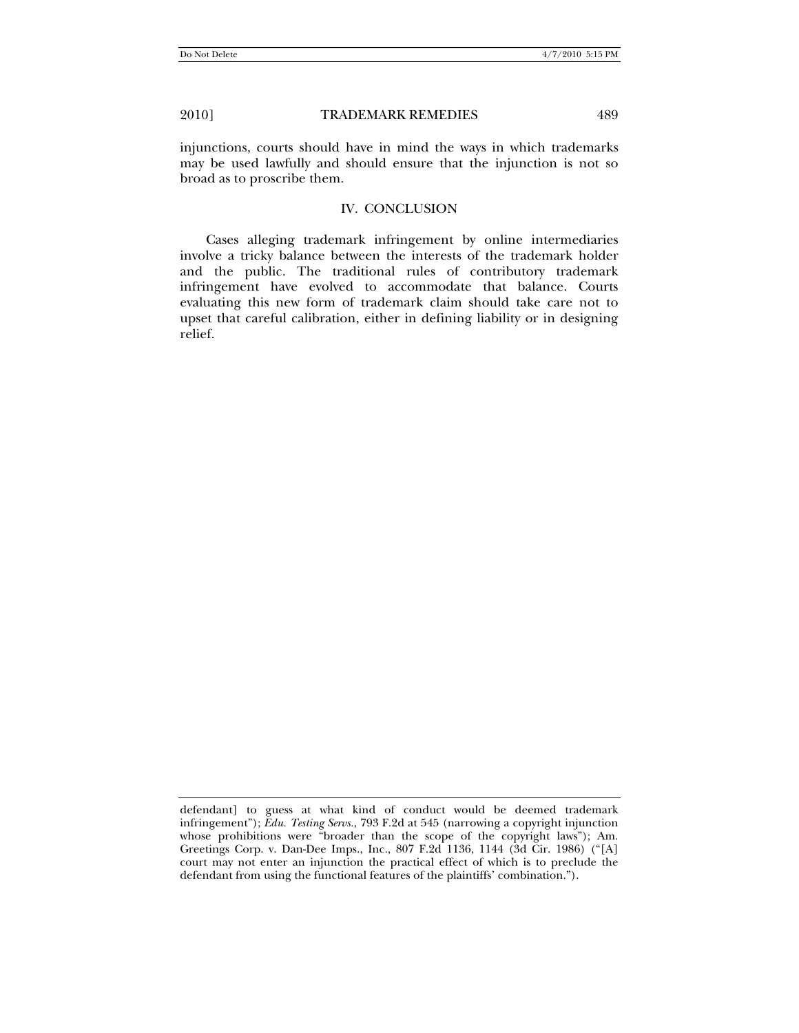injunctions, courts should have in mind the ways in which trademarks may be used lawfully and should ensure that the injunction is not so broad as to proscribe them.

## IV. CONCLUSION

Cases alleging trademark infringement by online intermediaries involve a tricky balance between the interests of the trademark holder and the public. The traditional rules of contributory trademark infringement have evolved to accommodate that balance. Courts evaluating this new form of trademark claim should take care not to upset that careful calibration, either in defining liability or in designing relief.

---

defendant] to guess at what kind of conduct would be deemed trademark infringement"); *Edu. Testing Servs.*, 793 F.2d at 545 (narrowing a copyright injunction whose prohibitions were "broader than the scope of the copyright laws"); Am. Greetings Corp. v. Dan-Dee Imps., Inc., 807 F.2d 1136, 1144 (3d Cir. 1986) ("[A] court may not enter an injunction the practical effect of which is to preclude the defendant from using the functional features of the plaintiffs' combination.").